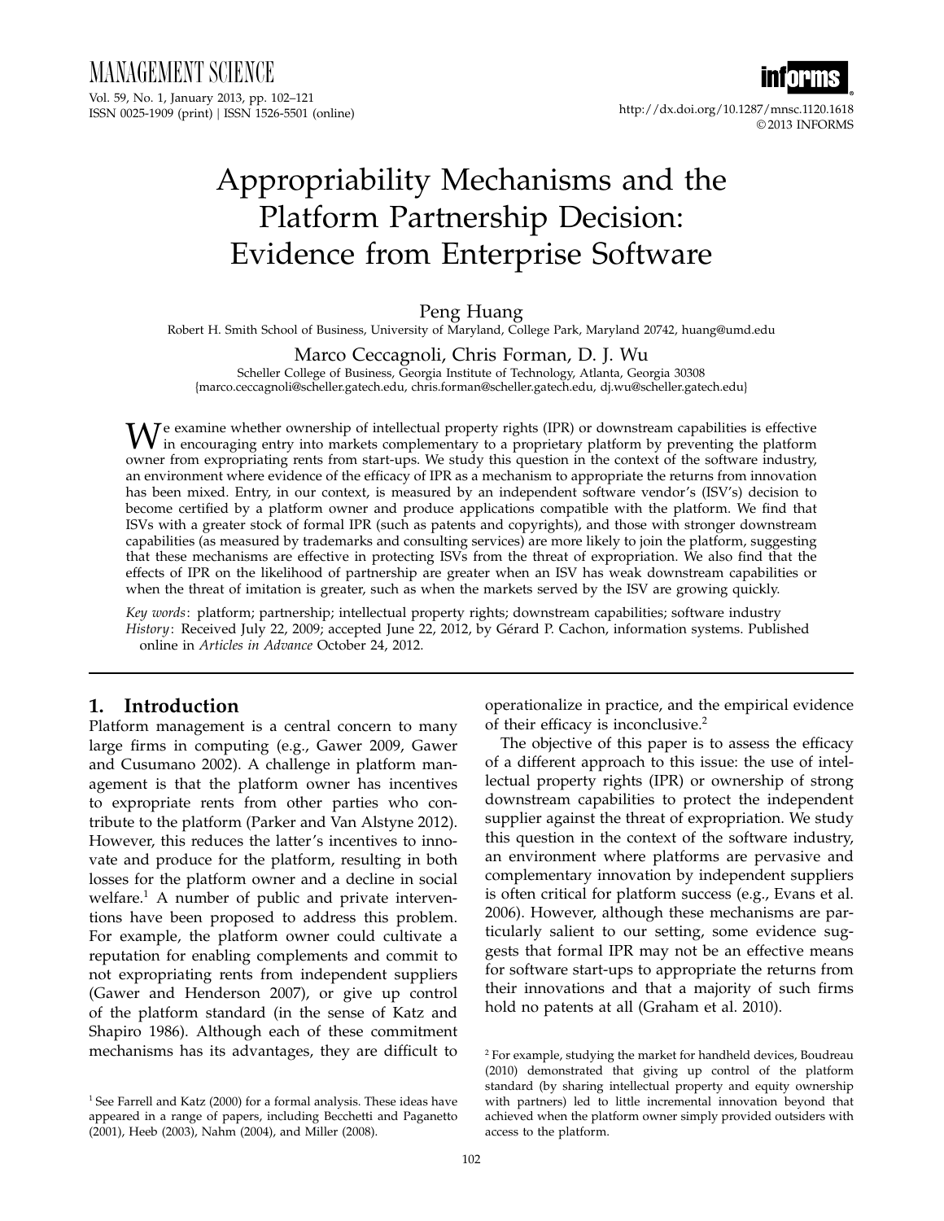# Appropriability Mechanisms and the Platform Partnership Decision: Evidence from Enterprise Software

Peng Huang

Robert H. Smith School of Business, University of Maryland, College Park, Maryland 20742, huang@umd.edu

Marco Ceccagnoli, Chris Forman, D. J. Wu

Scheller College of Business, Georgia Institute of Technology, Atlanta, Georgia 30308
{marco.ceccagnoli@scheller.gatech.edu, chris.forman@scheller.gatech.edu, dj.wu@scheller.gatech.edu}

We examine whether ownership of intellectual property rights (IPR) or downstream capabilities is effective in encouraging entry into markets complementary to a proprietary platform by preventing the platform owner from expropriating rents from start-ups. We study this question in the context of the software industry, an environment where evidence of the efficacy of IPR as a mechanism to appropriate the returns from innovation has been mixed. Entry, in our context, is measured by an independent software vendor's (ISV's) decision to become certified by a platform owner and produce applications compatible with the platform. We find that ISVs with a greater stock of formal IPR (such as patents and copyrights), and those with stronger downstream capabilities (as measured by trademarks and consulting services) are more likely to join the platform, suggesting that these mechanisms are effective in protecting ISVs from the threat of expropriation. We also find that the effects of IPR on the likelihood of partnership are greater when an ISV has weak downstream capabilities or when the threat of imitation is greater, such as when the markets served by the ISV are growing quickly.

*Key words*: platform; partnership; intellectual property rights; downstream capabilities; software industry

*History*: Received July 22, 2009; accepted June 22, 2012, by Gérard P. Cachon, information systems. Published online in *Articles in Advance* October 24, 2012.

## 1. Introduction

Platform management is a central concern to many large firms in computing (e.g., Gawer 2009, Gawer and Cusumano 2002). A challenge in platform management is that the platform owner has incentives to expropriate rents from other parties who contribute to the platform (Parker and Van Alstyne 2012). However, this reduces the latter's incentives to innovate and produce for the platform, resulting in both losses for the platform owner and a decline in social welfare.[1] A number of public and private interventions have been proposed to address this problem. For example, the platform owner could cultivate a reputation for enabling complements and commit to not expropriating rents from independent suppliers (Gawer and Henderson 2007), or give up control of the platform standard (in the sense of Katz and Shapiro 1986). Although each of these commitment mechanisms has its advantages, they are difficult to operationalize in practice, and the empirical evidence of their efficacy is inconclusive.[2]

The objective of this paper is to assess the efficacy of a different approach to this issue: the use of intellectual property rights (IPR) or ownership of strong downstream capabilities to protect the independent supplier against the threat of expropriation. We study this question in the context of the software industry, an environment where platforms are pervasive and complementary innovation by independent suppliers is often critical for platform success (e.g., Evans et al. 2006). However, although these mechanisms are particularly salient to our setting, some evidence suggests that formal IPR may not be an effective means for software start-ups to appropriate the returns from their innovations and that a majority of such firms hold no patents at all (Graham et al. 2010).

[1] See Farrell and Katz (2000) for a formal analysis. These ideas have appeared in a range of papers, including Becchetti and Paganetto (2001), Heeb (2003), Nahm (2004), and Miller (2008).

[2] For example, studying the market for handheld devices, Boudreau (2010) demonstrated that giving up control of the platform standard (by sharing intellectual property and equity ownership with partners) led to little incremental innovation beyond that achieved when the platform owner simply provided outsiders with access to the platform.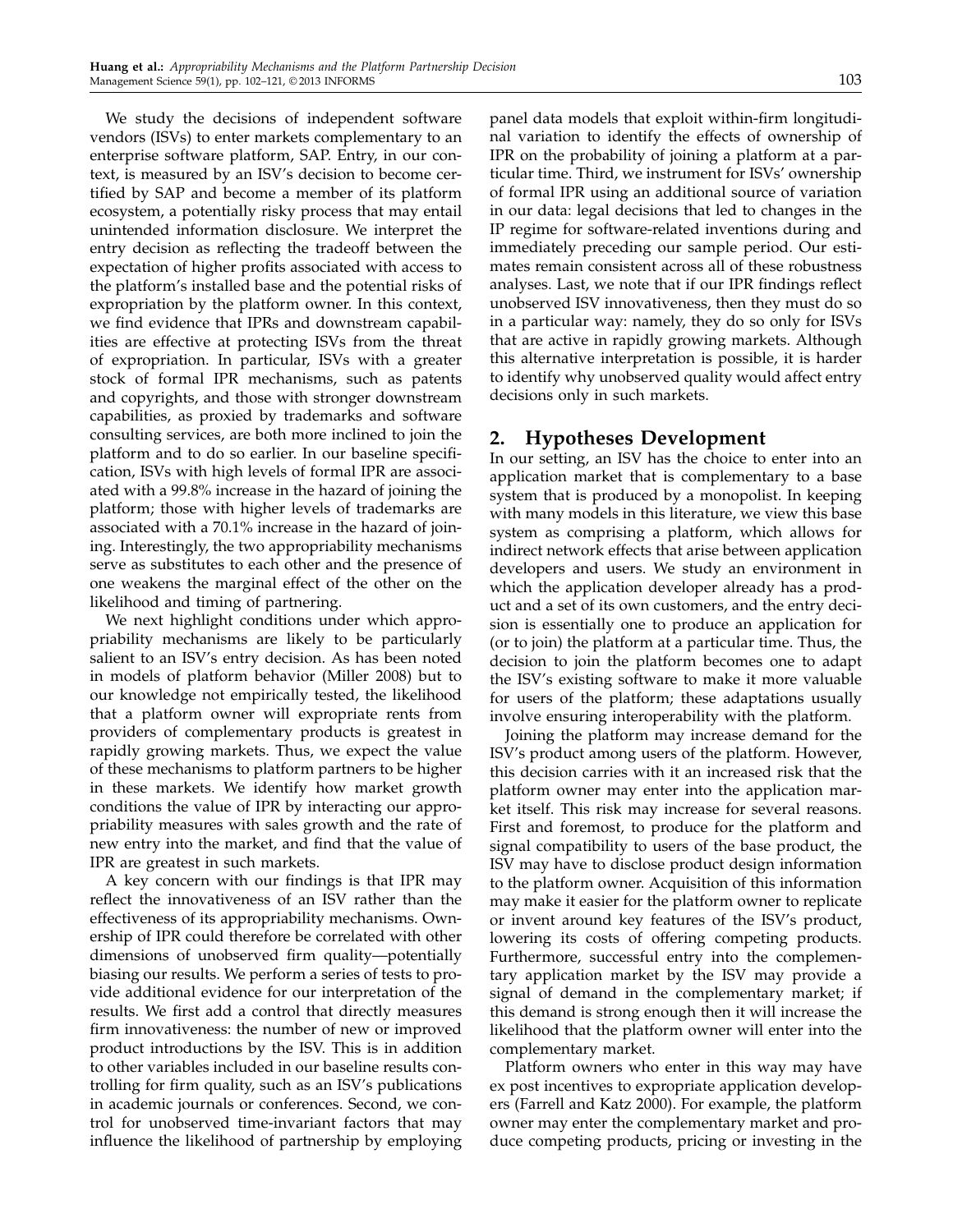We study the decisions of independent software vendors (ISVs) to enter markets complementary to an enterprise software platform, SAP. Entry, in our context, is measured by an ISV's decision to become certified by SAP and become a member of its platform ecosystem, a potentially risky process that may entail unintended information disclosure. We interpret the entry decision as reflecting the tradeoff between the expectation of higher profits associated with access to the platform's installed base and the potential risks of expropriation by the platform owner. In this context, we find evidence that IPRs and downstream capabilities are effective at protecting ISVs from the threat of expropriation. In particular, ISVs with a greater stock of formal IPR mechanisms, such as patents and copyrights, and those with stronger downstream capabilities, as proxied by trademarks and software consulting services, are both more inclined to join the platform and to do so earlier. In our baseline specification, ISVs with high levels of formal IPR are associated with a 99.8% increase in the hazard of joining the platform; those with higher levels of trademarks are associated with a 70.1% increase in the hazard of joining. Interestingly, the two appropriability mechanisms serve as substitutes to each other and the presence of one weakens the marginal effect of the other on the likelihood and timing of partnering.

We next highlight conditions under which appropriability mechanisms are likely to be particularly salient to an ISV's entry decision. As has been noted in models of platform behavior (Miller 2008) but to our knowledge not empirically tested, the likelihood that a platform owner will expropriate rents from providers of complementary products is greatest in rapidly growing markets. Thus, we expect the value of these mechanisms to platform partners to be higher in these markets. We identify how market growth conditions the value of IPR by interacting our appropriability measures with sales growth and the rate of new entry into the market, and find that the value of IPR are greatest in such markets.

A key concern with our findings is that IPR may reflect the innovativeness of an ISV rather than the effectiveness of its appropriability mechanisms. Ownership of IPR could therefore be correlated with other dimensions of unobserved firm quality—potentially biasing our results. We perform a series of tests to provide additional evidence for our interpretation of the results. We first add a control that directly measures firm innovativeness: the number of new or improved product introductions by the ISV. This is in addition to other variables included in our baseline results controlling for firm quality, such as an ISV's publications in academic journals or conferences. Second, we control for unobserved time-invariant factors that may influence the likelihood of partnership by employing panel data models that exploit within-firm longitudinal variation to identify the effects of ownership of IPR on the probability of joining a platform at a particular time. Third, we instrument for ISVs' ownership of formal IPR using an additional source of variation in our data: legal decisions that led to changes in the IP regime for software-related inventions during and immediately preceding our sample period. Our estimates remain consistent across all of these robustness analyses. Last, we note that if our IPR findings reflect unobserved ISV innovativeness, then they must do so in a particular way: namely, they do so only for ISVs that are active in rapidly growing markets. Although this alternative interpretation is possible, it is harder to identify why unobserved quality would affect entry decisions only in such markets.

## 2. Hypotheses Development

In our setting, an ISV has the choice to enter into an application market that is complementary to a base system that is produced by a monopolist. In keeping with many models in this literature, we view this base system as comprising a platform, which allows for indirect network effects that arise between application developers and users. We study an environment in which the application developer already has a product and a set of its own customers, and the entry decision is essentially one to produce an application for (or to join) the platform at a particular time. Thus, the decision to join the platform becomes one to adapt the ISV's existing software to make it more valuable for users of the platform; these adaptations usually involve ensuring interoperability with the platform.

Joining the platform may increase demand for the ISV's product among users of the platform. However, this decision carries with it an increased risk that the platform owner may enter into the application market itself. This risk may increase for several reasons. First and foremost, to produce for the platform and signal compatibility to users of the base product, the ISV may have to disclose product design information to the platform owner. Acquisition of this information may make it easier for the platform owner to replicate or invent around key features of the ISV's product, lowering its costs of offering competing products. Furthermore, successful entry into the complementary application market by the ISV may provide a signal of demand in the complementary market; if this demand is strong enough then it will increase the likelihood that the platform owner will enter into the complementary market.

Platform owners who enter in this way may have ex post incentives to expropriate application developers (Farrell and Katz 2000). For example, the platform owner may enter the complementary market and produce competing products, pricing or investing in the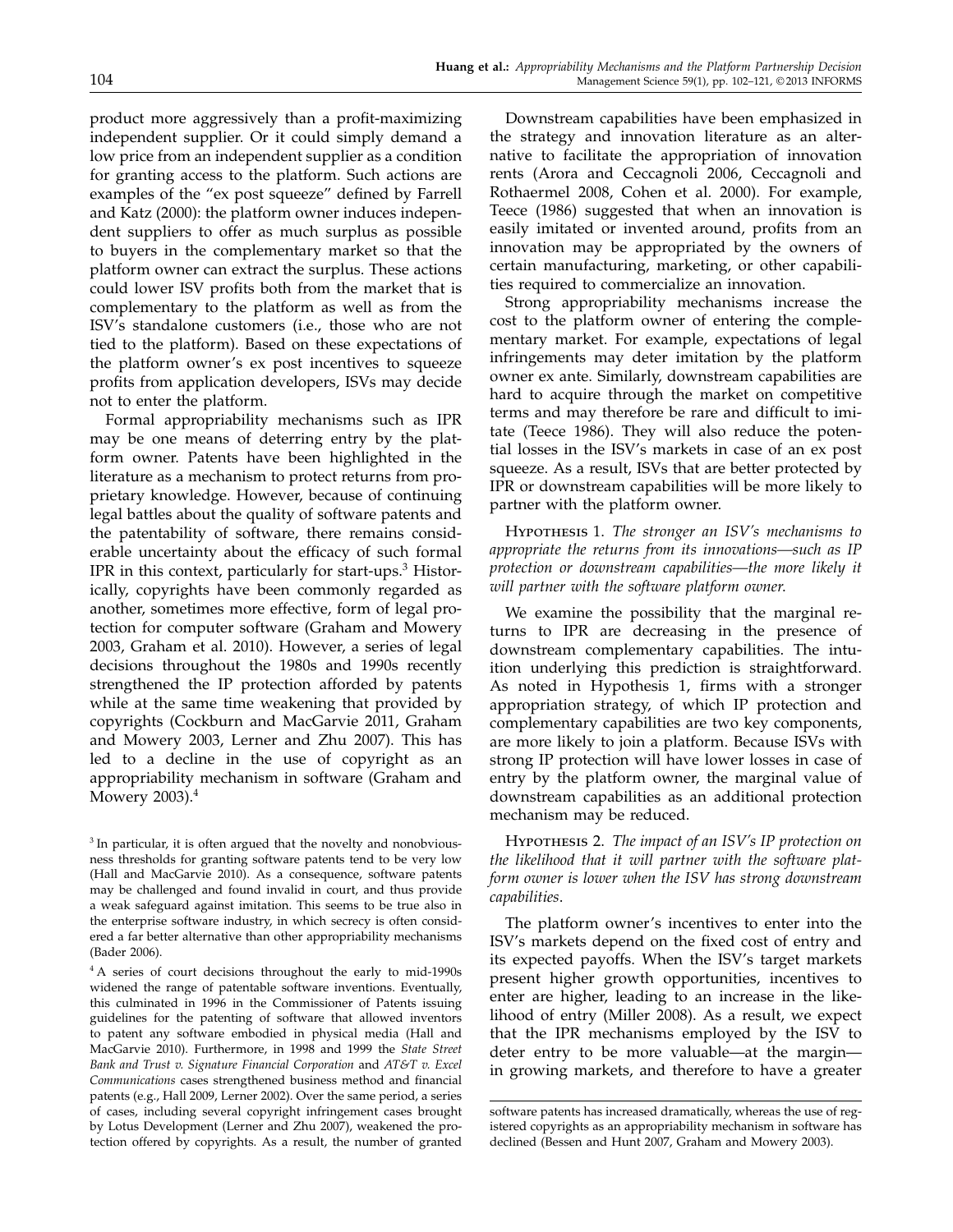product more aggressively than a profit-maximizing independent supplier. Or it could simply demand a low price from an independent supplier as a condition for granting access to the platform. Such actions are examples of the "ex post squeeze" defined by Farrell and Katz (2000): the platform owner induces independent suppliers to offer as much surplus as possible to buyers in the complementary market so that the platform owner can extract the surplus. These actions could lower ISV profits both from the market that is complementary to the platform as well as from the ISV's standalone customers (i.e., those who are not tied to the platform). Based on these expectations of the platform owner's ex post incentives to squeeze profits from application developers, ISVs may decide not to enter the platform.

Formal appropriability mechanisms such as IPR may be one means of deterring entry by the platform owner. Patents have been highlighted in the literature as a mechanism to protect returns from proprietary knowledge. However, because of continuing legal battles about the quality of software patents and the patentability of software, there remains considerable uncertainty about the efficacy of such formal IPR in this context, particularly for start-ups.[3] Historically, copyrights have been commonly regarded as another, sometimes more effective, form of legal protection for computer software (Graham and Mowery 2003, Graham et al. 2010). However, a series of legal decisions throughout the 1980s and 1990s recently strengthened the IP protection afforded by patents while at the same time weakening that provided by copyrights (Cockburn and MacGarvie 2011, Graham and Mowery 2003, Lerner and Zhu 2007). This has led to a decline in the use of copyright as an appropriability mechanism in software (Graham and Mowery 2003).[4]

Downstream capabilities have been emphasized in the strategy and innovation literature as an alternative to facilitate the appropriation of innovation rents (Arora and Ceccagnoli 2006, Ceccagnoli and Rothaermel 2008, Cohen et al. 2000). For example, Teece (1986) suggested that when an innovation is easily imitated or invented around, profits from an innovation may be appropriated by the owners of certain manufacturing, marketing, or other capabilities required to commercialize an innovation.

Strong appropriability mechanisms increase the cost to the platform owner of entering the complementary market. For example, expectations of legal infringements may deter imitation by the platform owner ex ante. Similarly, downstream capabilities are hard to acquire through the market on competitive terms and may therefore be rare and difficult to imitate (Teece 1986). They will also reduce the potential losses in the ISV's markets in case of an ex post squeeze. As a result, ISVs that are better protected by IPR or downstream capabilities will be more likely to partner with the platform owner.

Hypothesis 1. *The stronger an ISV's mechanisms to appropriate the returns from its innovations—such as IP protection or downstream capabilities—the more likely it will partner with the software platform owner.*

We examine the possibility that the marginal returns to IPR are decreasing in the presence of downstream complementary capabilities. The intuition underlying this prediction is straightforward. As noted in Hypothesis 1, firms with a stronger appropriation strategy, of which IP protection and complementary capabilities are two key components, are more likely to join a platform. Because ISVs with strong IP protection will have lower losses in case of entry by the platform owner, the marginal value of downstream capabilities as an additional protection mechanism may be reduced.

Hypothesis 2. *The impact of an ISV's IP protection on the likelihood that it will partner with the software platform owner is lower when the ISV has strong downstream capabilities.*

The platform owner's incentives to enter into the ISV's markets depend on the fixed cost of entry and its expected payoffs. When the ISV's target markets present higher growth opportunities, incentives to enter are higher, leading to an increase in the likelihood of entry (Miller 2008). As a result, we expect that the IPR mechanisms employed by the ISV to deter entry to be more valuable—at the margin—in growing markets, and therefore to have a greater

[3] In particular, it is often argued that the novelty and nonobviousness thresholds for granting software patents tend to be very low (Hall and MacGarvie 2010). As a consequence, software patents may be challenged and found invalid in court, and thus provide a weak safeguard against imitation. This seems to be true also in the enterprise software industry, in which secrecy is often considered a far better alternative than other appropriability mechanisms (Bader 2006).

[4] A series of court decisions throughout the early to mid-1990s widened the range of patentable software inventions. Eventually, this culminated in 1996 in the Commissioner of Patents issuing guidelines for the patenting of software that allowed inventors to patent any software embodied in physical media (Hall and MacGarvie 2010). Furthermore, in 1998 and 1999 the *State Street Bank and Trust v. Signature Financial Corporation* and *AT&T v. Excel Communications* cases strengthened business method and financial patents (e.g., Hall 2009, Lerner 2002). Over the same period, a series of cases, including several copyright infringement cases brought by Lotus Development (Lerner and Zhu 2007), weakened the protection offered by copyrights. As a result, the number of granted software patents has increased dramatically, whereas the use of registered copyrights as an appropriability mechanism in software has declined (Bessen and Hunt 2007, Graham and Mowery 2003).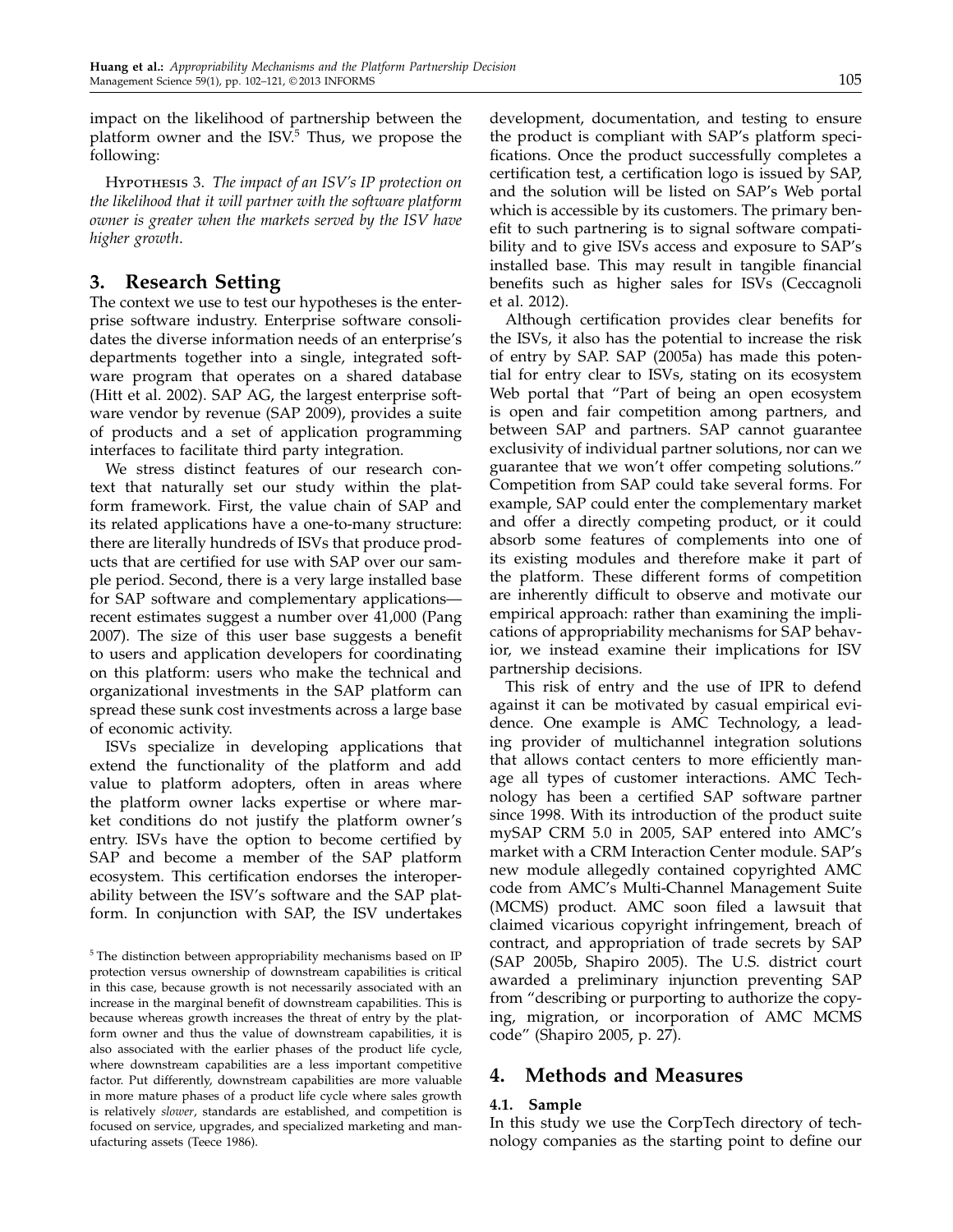impact on the likelihood of partnership between the platform owner and the ISV.[5] Thus, we propose the following:

Hypothesis 3. *The impact of an ISV's IP protection on the likelihood that it will partner with the software platform owner is greater when the markets served by the ISV have higher growth.*

## 3. Research Setting

The context we use to test our hypotheses is the enterprise software industry. Enterprise software consolidates the diverse information needs of an enterprise's departments together into a single, integrated software program that operates on a shared database (Hitt et al. 2002). SAP AG, the largest enterprise software vendor by revenue (SAP 2009), provides a suite of products and a set of application programming interfaces to facilitate third party integration.

We stress distinct features of our research context that naturally set our study within the platform framework. First, the value chain of SAP and its related applications have a one-to-many structure: there are literally hundreds of ISVs that produce products that are certified for use with SAP over our sample period. Second, there is a very large installed base for SAP software and complementary applications—recent estimates suggest a number over 41,000 (Pang 2007). The size of this user base suggests a benefit to users and application developers for coordinating on this platform: users who make the technical and organizational investments in the SAP platform can spread these sunk cost investments across a large base of economic activity.

ISVs specialize in developing applications that extend the functionality of the platform and add value to platform adopters, often in areas where the platform owner lacks expertise or where market conditions do not justify the platform owner's entry. ISVs have the option to become certified by SAP and become a member of the SAP platform ecosystem. This certification endorses the interoperability between the ISV's software and the SAP platform. In conjunction with SAP, the ISV undertakes development, documentation, and testing to ensure the product is compliant with SAP's platform specifications. Once the product successfully completes a certification test, a certification logo is issued by SAP, and the solution will be listed on SAP's Web portal which is accessible by its customers. The primary benefit to such partnering is to signal software compatibility and to give ISVs access and exposure to SAP's installed base. This may result in tangible financial benefits such as higher sales for ISVs (Ceccagnoli et al. 2012).

Although certification provides clear benefits for the ISVs, it also has the potential to increase the risk of entry by SAP. SAP (2005a) has made this potential for entry clear to ISVs, stating on its ecosystem Web portal that "Part of being an open ecosystem is open and fair competition among partners, and between SAP and partners. SAP cannot guarantee exclusivity of individual partner solutions, nor can we guarantee that we won't offer competing solutions." Competition from SAP could take several forms. For example, SAP could enter the complementary market and offer a directly competing product, or it could absorb some features of complements into one of its existing modules and therefore make it part of the platform. These different forms of competition are inherently difficult to observe and motivate our empirical approach: rather than examining the implications of appropriability mechanisms for SAP behavior, we instead examine their implications for ISV partnership decisions.

This risk of entry and the use of IPR to defend against it can be motivated by casual empirical evidence. One example is AMC Technology, a leading provider of multichannel integration solutions that allows contact centers to more efficiently manage all types of customer interactions. AMC Technology has been a certified SAP software partner since 1998. With its introduction of the product suite mySAP CRM 5.0 in 2005, SAP entered into AMC's market with a CRM Interaction Center module. SAP's new module allegedly contained copyrighted AMC code from AMC's Multi-Channel Management Suite (MCMS) product. AMC soon filed a lawsuit that claimed vicarious copyright infringement, breach of contract, and appropriation of trade secrets by SAP (SAP 2005b, Shapiro 2005). The U.S. district court awarded a preliminary injunction preventing SAP from "describing or purporting to authorize the copying, migration, or incorporation of AMC MCMS code" (Shapiro 2005, p. 27).

## 4. Methods and Measures

### 4.1. Sample

In this study we use the CorpTech directory of technology companies as the starting point to define our

[5] The distinction between appropriability mechanisms based on IP protection versus ownership of downstream capabilities is critical in this case, because growth is not necessarily associated with an increase in the marginal benefit of downstream capabilities. This is because whereas growth increases the threat of entry by the platform owner and thus the value of downstream capabilities, it is also associated with the earlier phases of the product life cycle, where downstream capabilities are a less important competitive factor. Put differently, downstream capabilities are more valuable in more mature phases of a product life cycle where sales growth is relatively *slower*, standards are established, and competition is focused on service, upgrades, and specialized marketing and manufacturing assets (Teece 1986).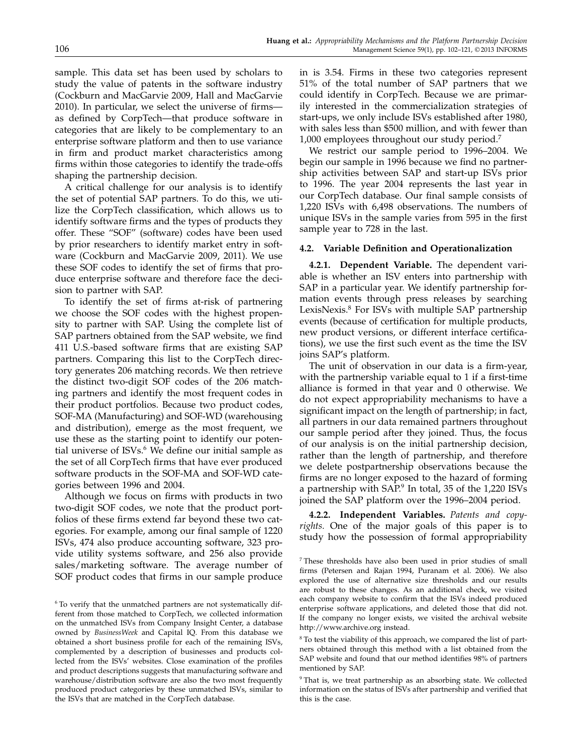sample. This data set has been used by scholars to study the value of patents in the software industry (Cockburn and MacGarvie 2009, Hall and MacGarvie 2010). In particular, we select the universe of firms—as defined by CorpTech—that produce software in categories that are likely to be complementary to an enterprise software platform and then to use variance in firm and product market characteristics among firms within those categories to identify the trade-offs shaping the partnership decision.

A critical challenge for our analysis is to identify the set of potential SAP partners. To do this, we utilize the CorpTech classification, which allows us to identify software firms and the types of products they offer. These "SOF" (software) codes have been used by prior researchers to identify market entry in software (Cockburn and MacGarvie 2009, 2011). We use these SOF codes to identify the set of firms that produce enterprise software and therefore face the decision to partner with SAP.

To identify the set of firms at-risk of partnering we choose the SOF codes with the highest propensity to partner with SAP. Using the complete list of SAP partners obtained from the SAP website, we find 411 U.S.-based software firms that are existing SAP partners. Comparing this list to the CorpTech directory generates 206 matching records. We then retrieve the distinct two-digit SOF codes of the 206 matching partners and identify the most frequent codes in their product portfolios. Because two product codes, SOF-MA (Manufacturing) and SOF-WD (warehousing and distribution), emerge as the most frequent, we use these as the starting point to identify our potential universe of ISVs.[6] We define our initial sample as the set of all CorpTech firms that have ever produced software products in the SOF-MA and SOF-WD categories between 1996 and 2004.

Although we focus on firms with products in two two-digit SOF codes, we note that the product portfolios of these firms extend far beyond these two categories. For example, among our final sample of 1220 ISVs, 474 also produce accounting software, 323 provide utility systems software, and 256 also provide sales/marketing software. The average number of SOF product codes that firms in our sample produce in is 3.54. Firms in these two categories represent 51% of the total number of SAP partners that we could identify in CorpTech. Because we are primarily interested in the commercialization strategies of start-ups, we only include ISVs established after 1980, with sales less than $500 million, and with fewer than 1,000 employees throughout our study period.[7]

We restrict our sample period to 1996–2004. We begin our sample in 1996 because we find no partnership activities between SAP and start-up ISVs prior to 1996. The year 2004 represents the last year in our CorpTech database. Our final sample consists of 1,220 ISVs with 6,498 observations. The numbers of unique ISVs in the sample varies from 595 in the first sample year to 728 in the last.

### 4.2. Variable Definition and Operationalization

**4.2.1. Dependent Variable.** The dependent variable is whether an ISV enters into partnership with SAP in a particular year. We identify partnership formation events through press releases by searching LexisNexis.[8] For ISVs with multiple SAP partnership events (because of certification for multiple products, new product versions, or different interface certifications), we use the first such event as the time the ISV joins SAP's platform.

The unit of observation in our data is a firm-year, with the partnership variable equal to 1 if a first-time alliance is formed in that year and 0 otherwise. We do not expect appropriability mechanisms to have a significant impact on the length of partnership; in fact, all partners in our data remained partners throughout our sample period after they joined. Thus, the focus of our analysis is on the initial partnership decision, rather than the length of partnership, and therefore we delete postpartnership observations because the firms are no longer exposed to the hazard of forming a partnership with SAP.[9] In total, 35 of the 1,220 ISVs joined the SAP platform over the 1996–2004 period.

**4.2.2. Independent Variables.** *Patents and copyrights*. One of the major goals of this paper is to study how the possession of formal appropriability

---

[6] To verify that the unmatched partners are not systematically different from those matched to CorpTech, we collected information on the unmatched ISVs from Company Insight Center, a database owned by *BusinessWeek* and Capital IQ. From this database we obtained a short business profile for each of the remaining ISVs, complemented by a description of businesses and products collected from the ISVs' websites. Close examination of the profiles and product descriptions suggests that manufacturing software and warehouse/distribution software are also the two most frequently produced product categories by these unmatched ISVs, similar to the ISVs that are matched in the CorpTech database.

[7] These thresholds have also been used in prior studies of small firms (Petersen and Rajan 1994, Puranam et al. 2006). We also explored the use of alternative size thresholds and our results are robust to these changes. As an additional check, we visited each company website to confirm that the ISVs indeed produced enterprise software applications, and deleted those that did not. If the company no longer exists, we visited the archival website http://www.archive.org instead.

[8] To test the viability of this approach, we compared the list of partners obtained through this method with a list obtained from the SAP website and found that our method identifies 98% of partners mentioned by SAP.

[9] That is, we treat partnership as an absorbing state. We collected information on the status of ISVs after partnership and verified that this is the case.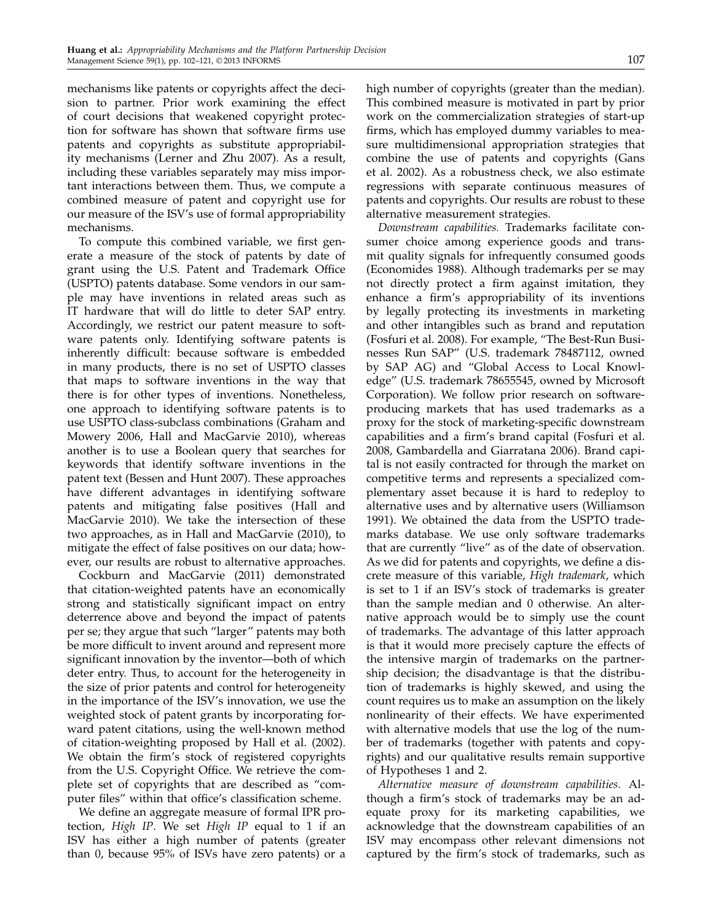mechanisms like patents or copyrights affect the decision to partner. Prior work examining the effect of court decisions that weakened copyright protection for software has shown that software firms use patents and copyrights as substitute appropriability mechanisms (Lerner and Zhu 2007). As a result, including these variables separately may miss important interactions between them. Thus, we compute a combined measure of patent and copyright use for our measure of the ISV's use of formal appropriability mechanisms.

To compute this combined variable, we first generate a measure of the stock of patents by date of grant using the U.S. Patent and Trademark Office (USPTO) patents database. Some vendors in our sample may have inventions in related areas such as IT hardware that will do little to deter SAP entry. Accordingly, we restrict our patent measure to software patents only. Identifying software patents is inherently difficult: because software is embedded in many products, there is no set of USPTO classes that maps to software inventions in the way that there is for other types of inventions. Nonetheless, one approach to identifying software patents is to use USPTO class-subclass combinations (Graham and Mowery 2006, Hall and MacGarvie 2010), whereas another is to use a Boolean query that searches for keywords that identify software inventions in the patent text (Bessen and Hunt 2007). These approaches have different advantages in identifying software patents and mitigating false positives (Hall and MacGarvie 2010). We take the intersection of these two approaches, as in Hall and MacGarvie (2010), to mitigate the effect of false positives on our data; however, our results are robust to alternative approaches.

Cockburn and MacGarvie (2011) demonstrated that citation-weighted patents have an economically strong and statistically significant impact on entry deterrence above and beyond the impact of patents per se; they argue that such "larger" patents may both be more difficult to invent around and represent more significant innovation by the inventor—both of which deter entry. Thus, to account for the heterogeneity in the size of prior patents and control for heterogeneity in the importance of the ISV's innovation, we use the weighted stock of patent grants by incorporating forward patent citations, using the well-known method of citation-weighting proposed by Hall et al. (2002). We obtain the firm's stock of registered copyrights from the U.S. Copyright Office. We retrieve the complete set of copyrights that are described as "computer files" within that office's classification scheme.

We define an aggregate measure of formal IPR protection, *High IP*. We set *High IP* equal to 1 if an ISV has either a high number of patents (greater than 0, because 95% of ISVs have zero patents) or a high number of copyrights (greater than the median). This combined measure is motivated in part by prior work on the commercialization strategies of start-up firms, which has employed dummy variables to measure multidimensional appropriation strategies that combine the use of patents and copyrights (Gans et al. 2002). As a robustness check, we also estimate regressions with separate continuous measures of patents and copyrights. Our results are robust to these alternative measurement strategies.

*Downstream capabilities.* Trademarks facilitate consumer choice among experience goods and transmit quality signals for infrequently consumed goods (Economides 1988). Although trademarks per se may not directly protect a firm against imitation, they enhance a firm's appropriability of its inventions by legally protecting its investments in marketing and other intangibles such as brand and reputation (Fosfuri et al. 2008). For example, "The Best-Run Businesses Run SAP" (U.S. trademark 78487112, owned by SAP AG) and "Global Access to Local Knowledge" (U.S. trademark 78655545, owned by Microsoft Corporation). We follow prior research on software-producing markets that has used trademarks as a proxy for the stock of marketing-specific downstream capabilities and a firm's brand capital (Fosfuri et al. 2008, Gambardella and Giarratana 2006). Brand capital is not easily contracted for through the market on competitive terms and represents a specialized complementary asset because it is hard to redeploy to alternative uses and by alternative users (Williamson 1991). We obtained the data from the USPTO trademarks database. We use only software trademarks that are currently "live" as of the date of observation. As we did for patents and copyrights, we define a discrete measure of this variable, *High trademark*, which is set to 1 if an ISV's stock of trademarks is greater than the sample median and 0 otherwise. An alternative approach would be to simply use the count of trademarks. The advantage of this latter approach is that it would more precisely capture the effects of the intensive margin of trademarks on the partnership decision; the disadvantage is that the distribution of trademarks is highly skewed, and using the count requires us to make an assumption on the likely nonlinearity of their effects. We have experimented with alternative models that use the log of the number of trademarks (together with patents and copyrights) and our qualitative results remain supportive of Hypotheses 1 and 2.

*Alternative measure of downstream capabilities.* Although a firm's stock of trademarks may be an adequate proxy for its marketing capabilities, we acknowledge that the downstream capabilities of an ISV may encompass other relevant dimensions not captured by the firm's stock of trademarks, such as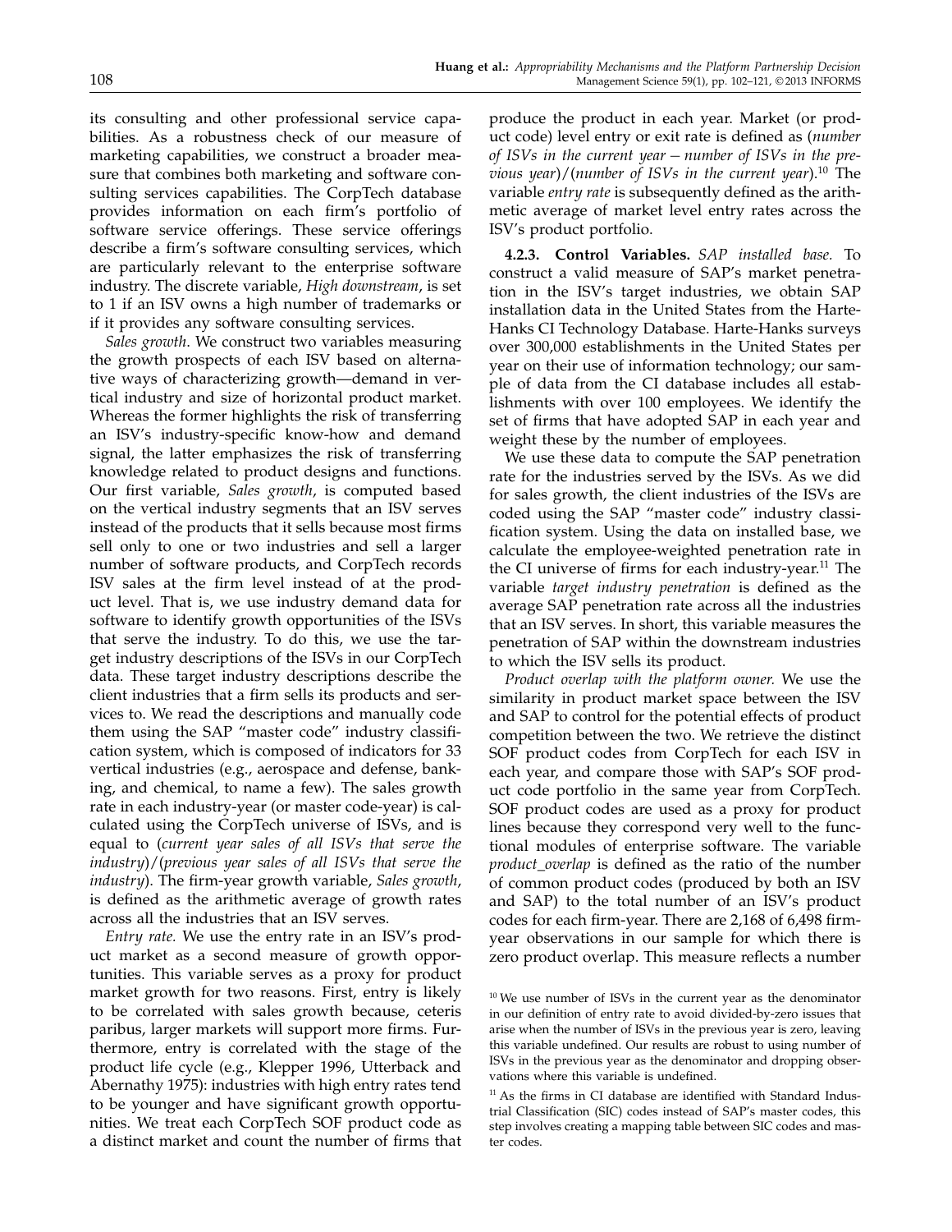its consulting and other professional service capabilities. As a robustness check of our measure of marketing capabilities, we construct a broader measure that combines both marketing and software consulting services capabilities. The CorpTech database provides information on each firm's portfolio of software service offerings. These service offerings describe a firm's software consulting services, which are particularly relevant to the enterprise software industry. The discrete variable, *High downstream*, is set to 1 if an ISV owns a high number of trademarks or if it provides any software consulting services.

*Sales growth.* We construct two variables measuring the growth prospects of each ISV based on alternative ways of characterizing growth—demand in vertical industry and size of horizontal product market. Whereas the former highlights the risk of transferring an ISV's industry-specific know-how and demand signal, the latter emphasizes the risk of transferring knowledge related to product designs and functions. Our first variable, *Sales growth*, is computed based on the vertical industry segments that an ISV serves instead of the products that it sells because most firms sell only to one or two industries and sell a larger number of software products, and CorpTech records ISV sales at the firm level instead of at the product level. That is, we use industry demand data for software to identify growth opportunities of the ISVs that serve the industry. To do this, we use the target industry descriptions of the ISVs in our CorpTech data. These target industry descriptions describe the client industries that a firm sells its products and services to. We read the descriptions and manually code them using the SAP "master code" industry classification system, which is composed of indicators for 33 vertical industries (e.g., aerospace and defense, banking, and chemical, to name a few). The sales growth rate in each industry-year (or master code-year) is calculated using the CorpTech universe of ISVs, and is equal to (*current year sales of all ISVs that serve the industry*)/(*previous year sales of all ISVs that serve the industry*). The firm-year growth variable, *Sales growth*, is defined as the arithmetic average of growth rates across all the industries that an ISV serves.

*Entry rate.* We use the entry rate in an ISV's product market as a second measure of growth opportunities. This variable serves as a proxy for product market growth for two reasons. First, entry is likely to be correlated with sales growth because, ceteris paribus, larger markets will support more firms. Furthermore, entry is correlated with the stage of the product life cycle (e.g., Klepper 1996, Utterback and Abernathy 1975): industries with high entry rates tend to be younger and have significant growth opportunities. We treat each CorpTech SOF product code as a distinct market and count the number of firms that produce the product in each year. Market (or product code) level entry or exit rate is defined as (*number of ISVs in the current year − number of ISVs in the previous year*)/(*number of ISVs in the current year*).[10] The variable *entry rate* is subsequently defined as the arithmetic average of market level entry rates across the ISV's product portfolio.

**4.2.3. Control Variables.** *SAP installed base.* To construct a valid measure of SAP's market penetration in the ISV's target industries, we obtain SAP installation data in the United States from the Harte-Hanks CI Technology Database. Harte-Hanks surveys over 300,000 establishments in the United States per year on their use of information technology; our sample of data from the CI database includes all establishments with over 100 employees. We identify the set of firms that have adopted SAP in each year and weight these by the number of employees.

We use these data to compute the SAP penetration rate for the industries served by the ISVs. As we did for sales growth, the client industries of the ISVs are coded using the SAP "master code" industry classification system. Using the data on installed base, we calculate the employee-weighted penetration rate in the CI universe of firms for each industry-year.[11] The variable *target industry penetration* is defined as the average SAP penetration rate across all the industries that an ISV serves. In short, this variable measures the penetration of SAP within the downstream industries to which the ISV sells its product.

*Product overlap with the platform owner.* We use the similarity in product market space between the ISV and SAP to control for the potential effects of product competition between the two. We retrieve the distinct SOF product codes from CorpTech for each ISV in each year, and compare those with SAP's SOF product code portfolio in the same year from CorpTech. SOF product codes are used as a proxy for product lines because they correspond very well to the functional modules of enterprise software. The variable *product_overlap* is defined as the ratio of the number of common product codes (produced by both an ISV and SAP) to the total number of an ISV's product codes for each firm-year. There are 2,168 of 6,498 firm-year observations in our sample for which there is zero product overlap. This measure reflects a number

[10] We use number of ISVs in the current year as the denominator in our definition of entry rate to avoid divided-by-zero issues that arise when the number of ISVs in the previous year is zero, leaving this variable undefined. Our results are robust to using number of ISVs in the previous year as the denominator and dropping observations where this variable is undefined.

[11] As the firms in CI database are identified with Standard Industrial Classification (SIC) codes instead of SAP's master codes, this step involves creating a mapping table between SIC codes and master codes.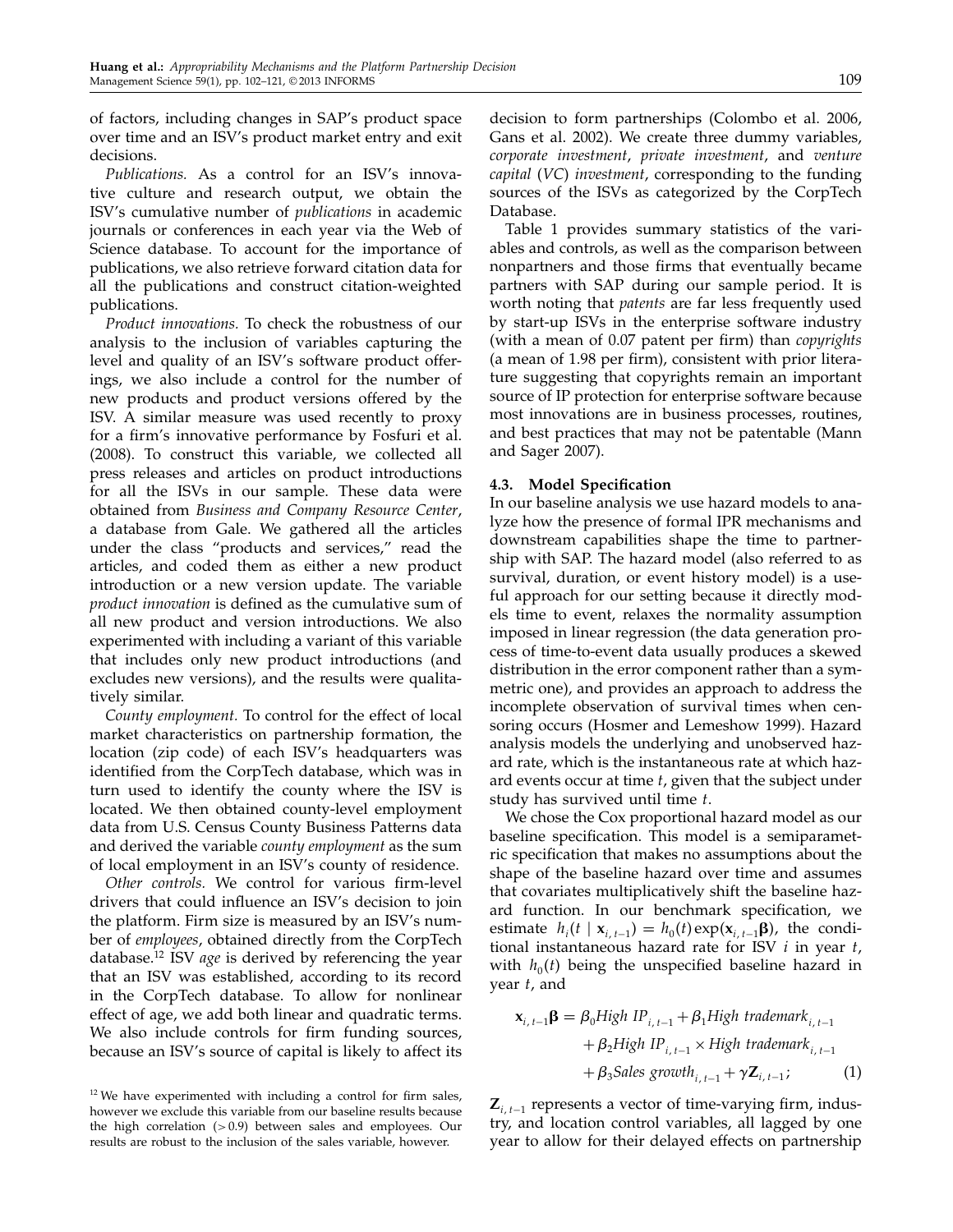of factors, including changes in SAP's product space over time and an ISV's product market entry and exit decisions.

*Publications.* As a control for an ISV's innovative culture and research output, we obtain the ISV's cumulative number of *publications* in academic journals or conferences in each year via the Web of Science database. To account for the importance of publications, we also retrieve forward citation data for all the publications and construct citation-weighted publications.

*Product innovations.* To check the robustness of our analysis to the inclusion of variables capturing the level and quality of an ISV's software product offerings, we also include a control for the number of new products and product versions offered by the ISV. A similar measure was used recently to proxy for a firm's innovative performance by Fosfuri et al. (2008). To construct this variable, we collected all press releases and articles on product introductions for all the ISVs in our sample. These data were obtained from *Business and Company Resource Center*, a database from Gale. We gathered all the articles under the class "products and services," read the articles, and coded them as either a new product introduction or a new version update. The variable *product innovation* is defined as the cumulative sum of all new product and version introductions. We also experimented with including a variant of this variable that includes only new product introductions (and excludes new versions), and the results were qualitatively similar.

*County employment.* To control for the effect of local market characteristics on partnership formation, the location (zip code) of each ISV's headquarters was identified from the CorpTech database, which was in turn used to identify the county where the ISV is located. We then obtained county-level employment data from U.S. Census County Business Patterns data and derived the variable *county employment* as the sum of local employment in an ISV's county of residence.

*Other controls.* We control for various firm-level drivers that could influence an ISV's decision to join the platform. Firm size is measured by an ISV's number of *employees*, obtained directly from the CorpTech database.[12] ISV *age* is derived by referencing the year that an ISV was established, according to its record in the CorpTech database. To allow for nonlinear effect of age, we add both linear and quadratic terms. We also include controls for firm funding sources, because an ISV's source of capital is likely to affect its decision to form partnerships (Colombo et al. 2006, Gans et al. 2002). We create three dummy variables, *corporate investment*, *private investment*, and *venture capital* (*VC*) *investment*, corresponding to the funding sources of the ISVs as categorized by the CorpTech Database.

Table 1 provides summary statistics of the variables and controls, as well as the comparison between nonpartners and those firms that eventually became partners with SAP during our sample period. It is worth noting that *patents* are far less frequently used by start-up ISVs in the enterprise software industry (with a mean of 0.07 patent per firm) than *copyrights* (a mean of 1.98 per firm), consistent with prior literature suggesting that copyrights remain an important source of IP protection for enterprise software because most innovations are in business processes, routines, and best practices that may not be patentable (Mann and Sager 2007).

### 4.3. Model Specification

In our baseline analysis we use hazard models to analyze how the presence of formal IPR mechanisms and downstream capabilities shape the time to partnership with SAP. The hazard model (also referred to as survival, duration, or event history model) is a useful approach for our setting because it directly models time to event, relaxes the normality assumption imposed in linear regression (the data generation process of time-to-event data usually produces a skewed distribution in the error component rather than a symmetric one), and provides an approach to address the incomplete observation of survival times when censoring occurs (Hosmer and Lemeshow 1999). Hazard analysis models the underlying and unobserved hazard rate, which is the instantaneous rate at which hazard events occur at time $t$, given that the subject under study has survived until time $t$.

We chose the Cox proportional hazard model as our baseline specification. This model is a semiparametric specification that makes no assumptions about the shape of the baseline hazard over time and assumes that covariates multiplicatively shift the baseline hazard function. In our benchmark specification, we estimate $h_i(t \mid \mathbf{x}_{i,t-1}) = h_0(t)\exp(\mathbf{x}_{i,t-1}\boldsymbol{\beta})$, the conditional instantaneous hazard rate for ISV $i$ in year $t$, with $h_0(t)$ being the unspecified baseline hazard in year $t$, and

$$
\begin{aligned}
\mathbf{x}_{i,t-1}\boldsymbol{\beta} = {} & \beta_0 \mathit{High\ IP}_{i,t-1} + \beta_1 \mathit{High\ trademark}_{i,t-1} \\
& + \beta_2 \mathit{High\ IP}_{i,t-1} \times \mathit{High\ trademark}_{i,t-1} \\
& + \beta_3 \mathit{Sales\ growth}_{i,t-1} + \boldsymbol{\gamma}\mathbf{Z}_{i,t-1}; \qquad (1)
\end{aligned}
$$

$\mathbf{Z}_{i,t-1}$ represents a vector of time-varying firm, industry, and location control variables, all lagged by one year to allow for their delayed effects on partnership

[12] We have experimented with including a control for firm sales, however we exclude this variable from our baseline results because the high correlation ($>0.9$) between sales and employees. Our results are robust to the inclusion of the sales variable, however.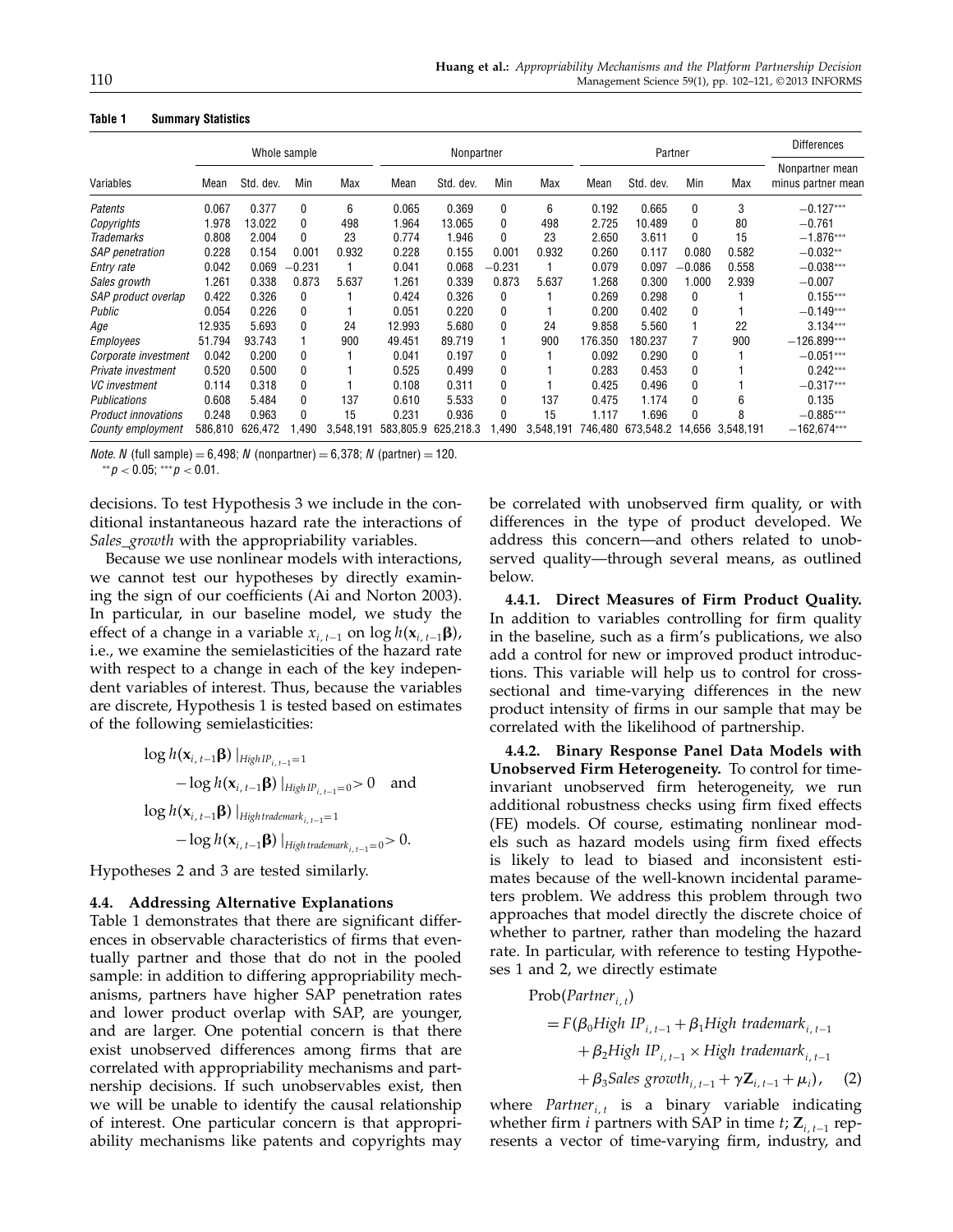**Table 1 Summary Statistics**

| Variables | Whole sample | | | | Nonpartner | | | | Partner | | | | Differences |
|---|---|---|---|---|---|---|---|---|---|---|---|---|---|
| | Mean | Std. dev. | Min | Max | Mean | Std. dev. | Min | Max | Mean | Std. dev. | Min | Max | Nonpartner mean minus partner mean |
| *Patents* | 0.067 | 0.377 | 0 | 6 | 0.065 | 0.369 | 0 | 6 | 0.192 | 0.665 | 0 | 3 | −0.127*** |
| *Copyrights* | 1.978 | 13.022 | 0 | 498 | 1.964 | 13.065 | 0 | 498 | 2.725 | 10.489 | 0 | 80 | −0.761 |
| *Trademarks* | 0.808 | 2.004 | 0 | 23 | 0.774 | 1.946 | 0 | 23 | 2.650 | 3.611 | 0 | 15 | −1.876*** |
| *SAP penetration* | 0.228 | 0.154 | 0.001 | 0.932 | 0.228 | 0.155 | 0.001 | 0.932 | 0.260 | 0.117 | 0.080 | 0.582 | −0.032** |
| *Entry rate* | 0.042 | 0.069 | −0.231 | 1 | 0.041 | 0.068 | −0.231 | 1 | 0.079 | 0.097 | −0.086 | 0.558 | −0.038*** |
| *Sales growth* | 1.261 | 0.338 | 0.873 | 5.637 | 1.261 | 0.339 | 0.873 | 5.637 | 1.268 | 0.300 | 1.000 | 2.939 | −0.007 |
| *SAP product overlap* | 0.422 | 0.326 | 0 | 1 | 0.424 | 0.326 | 0 | 1 | 0.269 | 0.298 | 0 | 1 | 0.155*** |
| *Public* | 0.054 | 0.226 | 0 | 1 | 0.051 | 0.220 | 0 | 1 | 0.200 | 0.402 | 0 | 1 | −0.149*** |
| *Age* | 12.935 | 5.693 | 0 | 24 | 12.993 | 5.680 | 0 | 24 | 9.858 | 5.560 | 1 | 22 | 3.134*** |
| *Employees* | 51.794 | 93.743 | 1 | 900 | 49.451 | 89.719 | 1 | 900 | 176.350 | 180.237 | 7 | 900 | −126.899*** |
| *Corporate investment* | 0.042 | 0.200 | 0 | 1 | 0.041 | 0.197 | 0 | 1 | 0.092 | 0.290 | 0 | 1 | −0.051*** |
| *Private investment* | 0.520 | 0.500 | 0 | 1 | 0.525 | 0.499 | 0 | 1 | 0.283 | 0.453 | 0 | 1 | 0.242*** |
| *VC investment* | 0.114 | 0.318 | 0 | 1 | 0.108 | 0.311 | 0 | 1 | 0.425 | 0.496 | 0 | 1 | −0.317*** |
| *Publications* | 0.608 | 5.484 | 0 | 137 | 0.610 | 5.533 | 0 | 137 | 0.475 | 1.174 | 0 | 6 | 0.135 |
| *Product innovations* | 0.248 | 0.963 | 0 | 15 | 0.231 | 0.936 | 0 | 15 | 1.117 | 1.696 | 0 | 8 | −0.885*** |
| *County employment* | 586,810 | 626,472 | 1,490 | 3,548,191 | 583,805.9 | 625,218.3 | 1,490 | 3,548,191 | 746,480 | 673,548.2 | 14,656 | 3,548,191 | −162,674*** |

*Note.* $N$ (full sample) = 6,498; $N$ (nonpartner) = 6,378; $N$ (partner) = 120.
$^{**}p < 0.05$; $^{***}p < 0.01$.

decisions. To test Hypothesis 3 we include in the conditional instantaneous hazard rate the interactions of *Sales_growth* with the appropriability variables.

Because we use nonlinear models with interactions, we cannot test our hypotheses by directly examining the sign of our coefficients (Ai and Norton 2003). In particular, in our baseline model, we study the effect of a change in a variable $x_{i,\,t-1}$ on $\log h(\mathbf{x}_{i,\,t-1}\boldsymbol{\beta})$, i.e., we examine the semielasticities of the hazard rate with respect to a change in each of the key independent variables of interest. Thus, because the variables are discrete, Hypothesis 1 is tested based on estimates of the following semielasticities:

$$\log h(\mathbf{x}_{i,\,t-1}\boldsymbol{\beta})\,|_{High\,IP_{i,\,t-1}=1} - \log h(\mathbf{x}_{i,\,t-1}\boldsymbol{\beta})\,|_{High\,IP_{i,\,t-1}=0} > 0 \quad \text{and}$$

$$\log h(\mathbf{x}_{i,\,t-1}\boldsymbol{\beta})\,|_{High\,trademark_{i,\,t-1}=1} - \log h(\mathbf{x}_{i,\,t-1}\boldsymbol{\beta})\,|_{High\,trademark_{i,\,t-1}=0} > 0.$$

Hypotheses 2 and 3 are tested similarly.

### 4.4. Addressing Alternative Explanations

Table 1 demonstrates that there are significant differences in observable characteristics of firms that eventually partner and those that do not in the pooled sample: in addition to differing appropriability mechanisms, partners have higher SAP penetration rates and lower product overlap with SAP, are younger, and are larger. One potential concern is that there exist unobserved differences among firms that are correlated with appropriability mechanisms and partnership decisions. If such unobservables exist, then we will be unable to identify the causal relationship of interest. One particular concern is that appropriability mechanisms like patents and copyrights may be correlated with unobserved firm quality, or with differences in the type of product developed. We address this concern—and others related to unobserved quality—through several means, as outlined below.

**4.4.1. Direct Measures of Firm Product Quality.** In addition to variables controlling for firm quality in the baseline, such as a firm's publications, we also add a control for new or improved product introductions. This variable will help us to control for cross-sectional and time-varying differences in the new product intensity of firms in our sample that may be correlated with the likelihood of partnership.

**4.4.2. Binary Response Panel Data Models with Unobserved Firm Heterogeneity.** To control for time-invariant unobserved firm heterogeneity, we run additional robustness checks using firm fixed effects (FE) models. Of course, estimating nonlinear models such as hazard models using firm fixed effects is likely to lead to biased and inconsistent estimates because of the well-known incidental parameters problem. We address this problem through two approaches that model directly the discrete choice of whether to partner, rather than modeling the hazard rate. In particular, with reference to testing Hypotheses 1 and 2, we directly estimate

$$\begin{aligned}\text{Prob}(Partner_{i,\,t}) &= F(\beta_0 High\ IP_{i,\,t-1} + \beta_1 High\ trademark_{i,\,t-1} \\ &\quad + \beta_2 High\ IP_{i,\,t-1} \times High\ trademark_{i,\,t-1} \\ &\quad + \beta_3 Sales\ growth_{i,\,t-1} + \gamma \mathbf{Z}_{i,\,t-1} + \mu_i), \qquad (2)\end{aligned}$$

where $Partner_{i,\,t}$ is a binary variable indicating whether firm $i$ partners with SAP in time $t$; $\mathbf{Z}_{i,\,t-1}$ represents a vector of time-varying firm, industry, and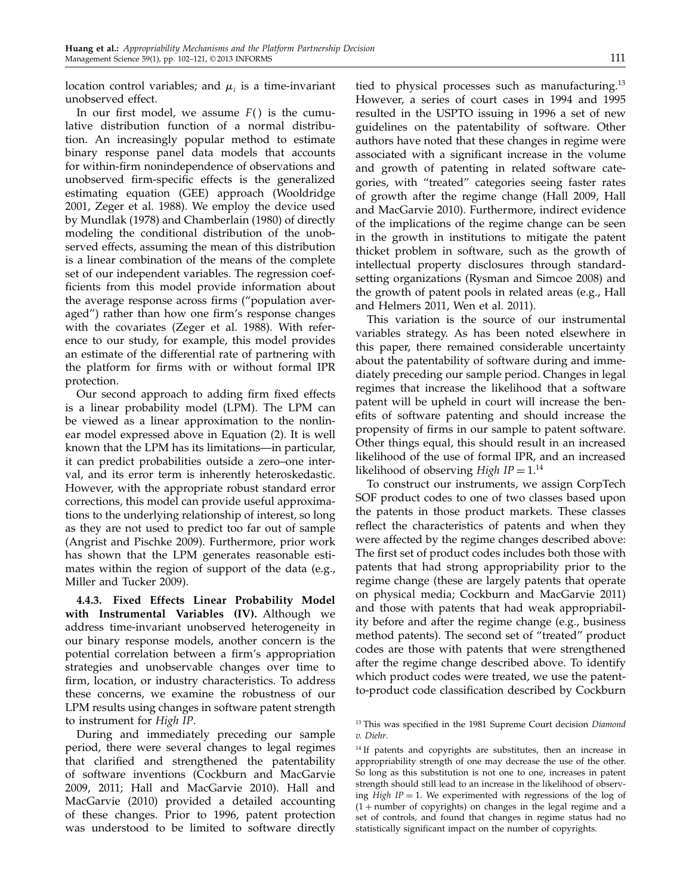location control variables; and $\mu_i$ is a time-invariant unobserved effect.

In our first model, we assume $F()$ is the cumulative distribution function of a normal distribution. An increasingly popular method to estimate binary response panel data models that accounts for within-firm nonindependence of observations and unobserved firm-specific effects is the generalized estimating equation (GEE) approach (Wooldridge 2001, Zeger et al. 1988). We employ the device used by Mundlak (1978) and Chamberlain (1980) of directly modeling the conditional distribution of the unobserved effects, assuming the mean of this distribution is a linear combination of the means of the complete set of our independent variables. The regression coefficients from this model provide information about the average response across firms ("population averaged") rather than how one firm's response changes with the covariates (Zeger et al. 1988). With reference to our study, for example, this model provides an estimate of the differential rate of partnering with the platform for firms with or without formal IPR protection.

Our second approach to adding firm fixed effects is a linear probability model (LPM). The LPM can be viewed as a linear approximation to the nonlinear model expressed above in Equation (2). It is well known that the LPM has its limitations—in particular, it can predict probabilities outside a zero–one interval, and its error term is inherently heteroskedastic. However, with the appropriate robust standard error corrections, this model can provide useful approximations to the underlying relationship of interest, so long as they are not used to predict too far out of sample (Angrist and Pischke 2009). Furthermore, prior work has shown that the LPM generates reasonable estimates within the region of support of the data (e.g., Miller and Tucker 2009).

**4.4.3. Fixed Effects Linear Probability Model with Instrumental Variables (IV).** Although we address time-invariant unobserved heterogeneity in our binary response models, another concern is the potential correlation between a firm's appropriation strategies and unobservable changes over time to firm, location, or industry characteristics. To address these concerns, we examine the robustness of our LPM results using changes in software patent strength to instrument for *High IP*.

During and immediately preceding our sample period, there were several changes to legal regimes that clarified and strengthened the patentability of software inventions (Cockburn and MacGarvie 2009, 2011; Hall and MacGarvie 2010). Hall and MacGarvie (2010) provided a detailed accounting of these changes. Prior to 1996, patent protection was understood to be limited to software directly tied to physical processes such as manufacturing.[13] However, a series of court cases in 1994 and 1995 resulted in the USPTO issuing in 1996 a set of new guidelines on the patentability of software. Other authors have noted that these changes in regime were associated with a significant increase in the volume and growth of patenting in related software categories, with "treated" categories seeing faster rates of growth after the regime change (Hall 2009, Hall and MacGarvie 2010). Furthermore, indirect evidence of the implications of the regime change can be seen in the growth in institutions to mitigate the patent thicket problem in software, such as the growth of intellectual property disclosures through standard-setting organizations (Rysman and Simcoe 2008) and the growth of patent pools in related areas (e.g., Hall and Helmers 2011, Wen et al. 2011).

This variation is the source of our instrumental variables strategy. As has been noted elsewhere in this paper, there remained considerable uncertainty about the patentability of software during and immediately preceding our sample period. Changes in legal regimes that increase the likelihood that a software patent will be upheld in court will increase the benefits of software patenting and should increase the propensity of firms in our sample to patent software. Other things equal, this should result in an increased likelihood of the use of formal IPR, and an increased likelihood of observing *High IP* $= 1$.[14]

To construct our instruments, we assign CorpTech SOF product codes to one of two classes based upon the patents in those product markets. These classes reflect the characteristics of patents and when they were affected by the regime changes described above: The first set of product codes includes both those with patents that had strong appropriability prior to the regime change (these are largely patents that operate on physical media; Cockburn and MacGarvie 2011) and those with patents that had weak appropriability before and after the regime change (e.g., business method patents). The second set of "treated" product codes are those with patents that were strengthened after the regime change described above. To identify which product codes were treated, we use the patent-to-product code classification described by Cockburn

[13] This was specified in the 1981 Supreme Court decision *Diamond v. Diehr*.

[14] If patents and copyrights are substitutes, then an increase in appropriability strength of one may decrease the use of the other. So long as this substitution is not one to one, increases in patent strength should still lead to an increase in the likelihood of observing *High IP* $= 1$. We experimented with regressions of the log of $(1 +$ number of copyrights$)$ on changes in the legal regime and a set of controls, and found that changes in regime status had no statistically significant impact on the number of copyrights.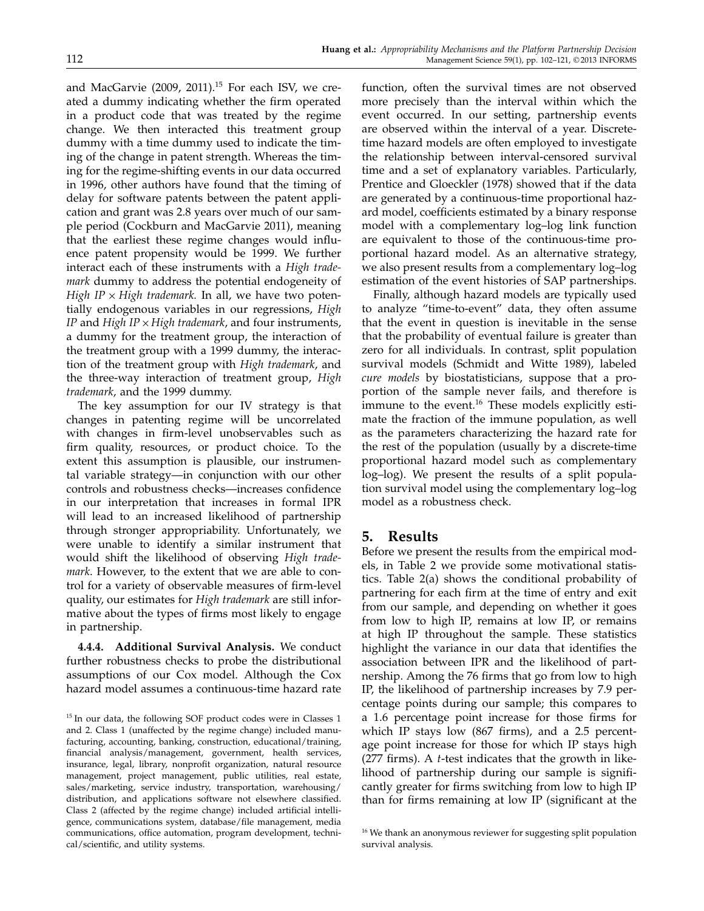and MacGarvie (2009, 2011).[15] For each ISV, we created a dummy indicating whether the firm operated in a product code that was treated by the regime change. We then interacted this treatment group dummy with a time dummy used to indicate the timing of the change in patent strength. Whereas the timing for the regime-shifting events in our data occurred in 1996, other authors have found that the timing of delay for software patents between the patent application and grant was 2.8 years over much of our sample period (Cockburn and MacGarvie 2011), meaning that the earliest these regime changes would influence patent propensity would be 1999. We further interact each of these instruments with a *High trademark* dummy to address the potential endogeneity of *High IP* × *High trademark.* In all, we have two potentially endogenous variables in our regressions, *High IP* and *High IP* × *High trademark*, and four instruments, a dummy for the treatment group, the interaction of the treatment group with a 1999 dummy, the interaction of the treatment group with *High trademark*, and the three-way interaction of treatment group, *High trademark*, and the 1999 dummy.

The key assumption for our IV strategy is that changes in patenting regime will be uncorrelated with changes in firm-level unobservables such as firm quality, resources, or product choice. To the extent this assumption is plausible, our instrumental variable strategy—in conjunction with our other controls and robustness checks—increases confidence in our interpretation that increases in formal IPR will lead to an increased likelihood of partnership through stronger appropriability. Unfortunately, we were unable to identify a similar instrument that would shift the likelihood of observing *High trademark*. However, to the extent that we are able to control for a variety of observable measures of firm-level quality, our estimates for *High trademark* are still informative about the types of firms most likely to engage in partnership.

**4.4.4. Additional Survival Analysis.** We conduct further robustness checks to probe the distributional assumptions of our Cox model. Although the Cox hazard model assumes a continuous-time hazard rate function, often the survival times are not observed more precisely than the interval within which the event occurred. In our setting, partnership events are observed within the interval of a year. Discrete-time hazard models are often employed to investigate the relationship between interval-censored survival time and a set of explanatory variables. Particularly, Prentice and Gloeckler (1978) showed that if the data are generated by a continuous-time proportional hazard model, coefficients estimated by a binary response model with a complementary log–log link function are equivalent to those of the continuous-time proportional hazard model. As an alternative strategy, we also present results from a complementary log–log estimation of the event histories of SAP partnerships.

Finally, although hazard models are typically used to analyze "time-to-event" data, they often assume that the event in question is inevitable in the sense that the probability of eventual failure is greater than zero for all individuals. In contrast, split population survival models (Schmidt and Witte 1989), labeled *cure models* by biostatisticians, suppose that a proportion of the sample never fails, and therefore is immune to the event.[16] These models explicitly estimate the fraction of the immune population, as well as the parameters characterizing the hazard rate for the rest of the population (usually by a discrete-time proportional hazard model such as complementary log–log). We present the results of a split population survival model using the complementary log–log model as a robustness check.

## 5. Results

Before we present the results from the empirical models, in Table 2 we provide some motivational statistics. Table 2(a) shows the conditional probability of partnering for each firm at the time of entry and exit from our sample, and depending on whether it goes from low to high IP, remains at low IP, or remains at high IP throughout the sample. These statistics highlight the variance in our data that identifies the association between IPR and the likelihood of partnership. Among the 76 firms that go from low to high IP, the likelihood of partnership increases by 7.9 percentage points during our sample; this compares to a 1.6 percentage point increase for those firms for which IP stays low (867 firms), and a 2.5 percentage point increase for those for which IP stays high (277 firms). A *t*-test indicates that the growth in likelihood of partnership during our sample is significantly greater for firms switching from low to high IP than for firms remaining at low IP (significant at the

[15] In our data, the following SOF product codes were in Classes 1 and 2. Class 1 (unaffected by the regime change) included manufacturing, accounting, banking, construction, educational/training, financial analysis/management, government, health services, insurance, legal, library, nonprofit organization, natural resource management, project management, public utilities, real estate, sales/marketing, service industry, transportation, warehousing/distribution, and applications software not elsewhere classified. Class 2 (affected by the regime change) included artificial intelligence, communications system, database/file management, media communications, office automation, program development, technical/scientific, and utility systems.

[16] We thank an anonymous reviewer for suggesting split population survival analysis.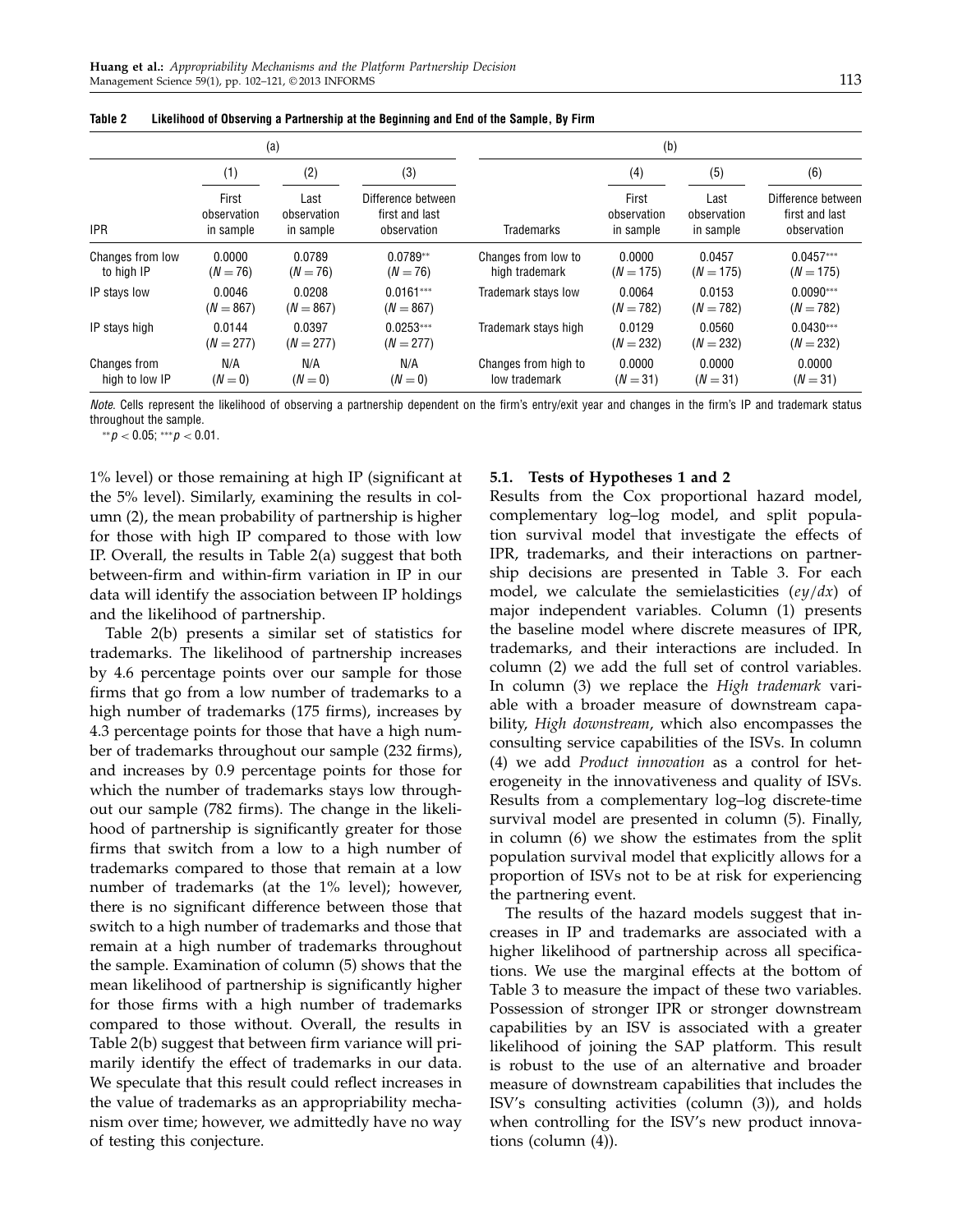**Table 2 Likelihood of Observing a Partnership at the Beginning and End of the Sample, By Firm**

| (a) | | | | (b) | | | |
|---|---|---|---|---|---|---|---|
| | (1) | (2) | (3) | | (4) | (5) | (6) |
| IPR | First observation in sample | Last observation in sample | Difference between first and last observation | Trademarks | First observation in sample | Last observation in sample | Difference between first and last observation |
| Changes from low to high IP | 0.0000 ($N = 76$) | 0.0789 ($N = 76$) | 0.0789** ($N = 76$) | Changes from low to high trademark | 0.0000 ($N = 175$) | 0.0457 ($N = 175$) | 0.0457*** ($N = 175$) |
| IP stays low | 0.0046 ($N = 867$) | 0.0208 ($N = 867$) | 0.0161*** ($N = 867$) | Trademark stays low | 0.0064 ($N = 782$) | 0.0153 ($N = 782$) | 0.0090*** ($N = 782$) |
| IP stays high | 0.0144 ($N = 277$) | 0.0397 ($N = 277$) | 0.0253*** ($N = 277$) | Trademark stays high | 0.0129 ($N = 232$) | 0.0560 ($N = 232$) | 0.0430*** ($N = 232$) |
| Changes from high to low IP | N/A ($N = 0$) | N/A ($N = 0$) | N/A ($N = 0$) | Changes from high to low trademark | 0.0000 ($N = 31$) | 0.0000 ($N = 31$) | 0.0000 ($N = 31$) |

*Note.* Cells represent the likelihood of observing a partnership dependent on the firm's entry/exit year and changes in the firm's IP and trademark status throughout the sample.

** $p < 0.05$; *** $p < 0.01$.

1% level) or those remaining at high IP (significant at the 5% level). Similarly, examining the results in column (2), the mean probability of partnership is higher for those with high IP compared to those with low IP. Overall, the results in Table 2(a) suggest that both between-firm and within-firm variation in IP in our data will identify the association between IP holdings and the likelihood of partnership.

Table 2(b) presents a similar set of statistics for trademarks. The likelihood of partnership increases by 4.6 percentage points over our sample for those firms that go from a low number of trademarks to a high number of trademarks (175 firms), increases by 4.3 percentage points for those that have a high number of trademarks throughout our sample (232 firms), and increases by 0.9 percentage points for those for which the number of trademarks stays low throughout our sample (782 firms). The change in the likelihood of partnership is significantly greater for those firms that switch from a low to a high number of trademarks compared to those that remain at a low number of trademarks (at the 1% level); however, there is no significant difference between those that switch to a high number of trademarks and those that remain at a high number of trademarks throughout the sample. Examination of column (5) shows that the mean likelihood of partnership is significantly higher for those firms with a high number of trademarks compared to those without. Overall, the results in Table 2(b) suggest that between firm variance will primarily identify the effect of trademarks in our data. We speculate that this result could reflect increases in the value of trademarks as an appropriability mechanism over time; however, we admittedly have no way of testing this conjecture.

### 5.1. Tests of Hypotheses 1 and 2

Results from the Cox proportional hazard model, complementary log–log model, and split population survival model that investigate the effects of IPR, trademarks, and their interactions on partnership decisions are presented in Table 3. For each model, we calculate the semielasticities ($ey/dx$) of major independent variables. Column (1) presents the baseline model where discrete measures of IPR, trademarks, and their interactions are included. In column (2) we add the full set of control variables. In column (3) we replace the *High trademark* variable with a broader measure of downstream capability, *High downstream*, which also encompasses the consulting service capabilities of the ISVs. In column (4) we add *Product innovation* as a control for heterogeneity in the innovativeness and quality of ISVs. Results from a complementary log–log discrete-time survival model are presented in column (5). Finally, in column (6) we show the estimates from the split population survival model that explicitly allows for a proportion of ISVs not to be at risk for experiencing the partnering event.

The results of the hazard models suggest that increases in IP and trademarks are associated with a higher likelihood of partnership across all specifications. We use the marginal effects at the bottom of Table 3 to measure the impact of these two variables. Possession of stronger IPR or stronger downstream capabilities by an ISV is associated with a greater likelihood of joining the SAP platform. This result is robust to the use of an alternative and broader measure of downstream capabilities that includes the ISV's consulting activities (column (3)), and holds when controlling for the ISV's new product innovations (column (4)).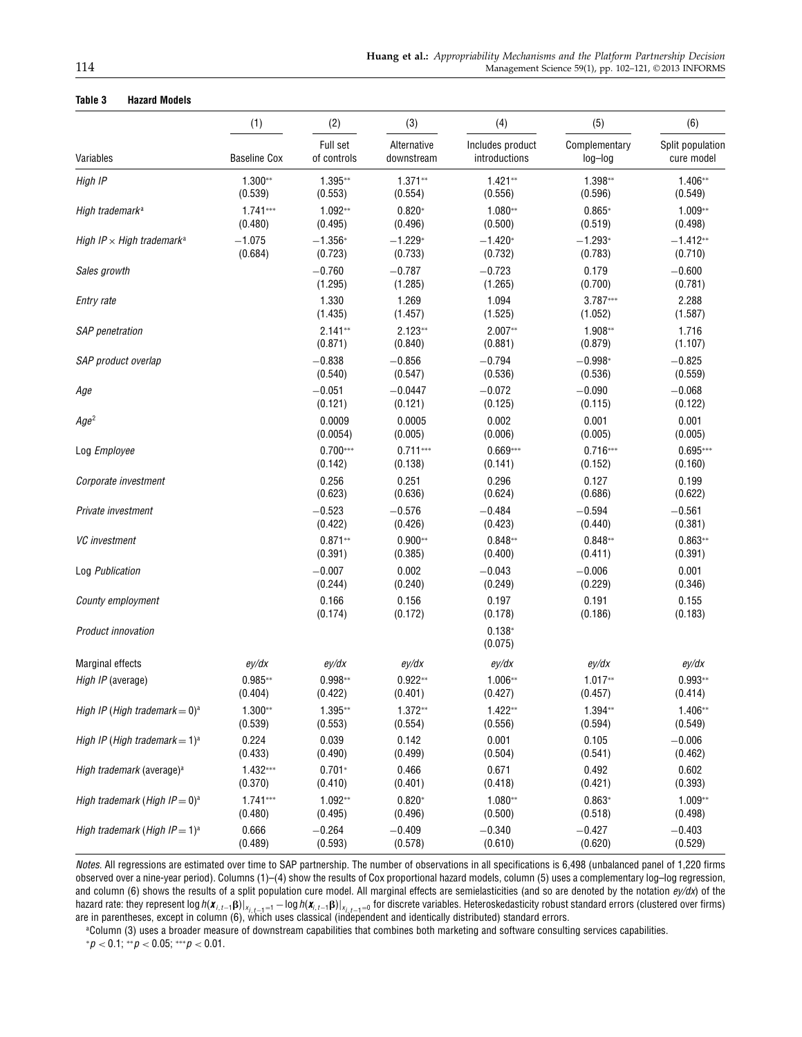**Table 3 Hazard Models**

| Variables | (1) Baseline Cox | (2) Full set of controls | (3) Alternative downstream | (4) Includes product introductions | (5) Complementary log–log | (6) Split population cure model |
|---|---|---|---|---|---|---|
| *High IP* | 1.300** | 1.395** | 1.371** | 1.421** | 1.398** | 1.406** |
| | (0.539) | (0.553) | (0.554) | (0.556) | (0.596) | (0.549) |
| *High trademark*[a] | 1.741*** | 1.092** | 0.820* | 1.080** | 0.865* | 1.009** |
| | (0.480) | (0.495) | (0.496) | (0.500) | (0.519) | (0.498) |
| *High IP* × *High trademark*[a] | −1.075 | −1.356* | −1.229* | −1.420* | −1.293* | −1.412** |
| | (0.684) | (0.723) | (0.733) | (0.732) | (0.783) | (0.710) |
| *Sales growth* | | −0.760 | −0.787 | −0.723 | 0.179 | −0.600 |
| | | (1.295) | (1.285) | (1.265) | (0.700) | (0.781) |
| *Entry rate* | | 1.330 | 1.269 | 1.094 | 3.787*** | 2.288 |
| | | (1.435) | (1.457) | (1.525) | (1.052) | (1.587) |
| *SAP penetration* | | 2.141** | 2.123** | 2.007** | 1.908** | 1.716 |
| | | (0.871) | (0.840) | (0.881) | (0.879) | (1.107) |
| *SAP product overlap* | | −0.838 | −0.856 | −0.794 | −0.998* | −0.825 |
| | | (0.540) | (0.547) | (0.536) | (0.536) | (0.559) |
| *Age* | | −0.051 | −0.0447 | −0.072 | −0.090 | −0.068 |
| | | (0.121) | (0.121) | (0.125) | (0.115) | (0.122) |
| *Age*$^2$ | | 0.0009 | 0.0005 | 0.002 | 0.001 | 0.001 |
| | | (0.0054) | (0.005) | (0.006) | (0.005) | (0.005) |
| Log *Employee* | | 0.700*** | 0.711*** | 0.669*** | 0.716*** | 0.695*** |
| | | (0.142) | (0.138) | (0.141) | (0.152) | (0.160) |
| *Corporate investment* | | 0.256 | 0.251 | 0.296 | 0.127 | 0.199 |
| | | (0.623) | (0.636) | (0.624) | (0.686) | (0.622) |
| *Private investment* | | −0.523 | −0.576 | −0.484 | −0.594 | −0.561 |
| | | (0.422) | (0.426) | (0.423) | (0.440) | (0.381) |
| *VC investment* | | 0.871** | 0.900** | 0.848** | 0.848** | 0.863** |
| | | (0.391) | (0.385) | (0.400) | (0.411) | (0.391) |
| Log *Publication* | | −0.007 | 0.002 | −0.043 | −0.006 | 0.001 |
| | | (0.244) | (0.240) | (0.249) | (0.229) | (0.346) |
| *County employment* | | 0.166 | 0.156 | 0.197 | 0.191 | 0.155 |
| | | (0.174) | (0.172) | (0.178) | (0.186) | (0.183) |
| *Product innovation* | | | | 0.138* | | |
| | | | | (0.075) | | |
| Marginal effects | *ey/dx* | *ey/dx* | *ey/dx* | *ey/dx* | *ey/dx* | *ey/dx* |
| *High IP* (average) | 0.985** | 0.998** | 0.922** | 1.006** | 1.017** | 0.993** |
| | (0.404) | (0.422) | (0.401) | (0.427) | (0.457) | (0.414) |
| *High IP* (*High trademark* = 0)[a] | 1.300** | 1.395** | 1.372** | 1.422** | 1.394** | 1.406** |
| | (0.539) | (0.553) | (0.554) | (0.556) | (0.594) | (0.549) |
| *High IP* (*High trademark* = 1)[a] | 0.224 | 0.039 | 0.142 | 0.001 | 0.105 | −0.006 |
| | (0.433) | (0.490) | (0.499) | (0.504) | (0.541) | (0.462) |
| *High trademark* (average)[a] | 1.432*** | 0.701* | 0.466 | 0.671 | 0.492 | 0.602 |
| | (0.370) | (0.410) | (0.401) | (0.418) | (0.421) | (0.393) |
| *High trademark* (*High IP* = 0)[a] | 1.741*** | 1.092** | 0.820* | 1.080** | 0.863* | 1.009** |
| | (0.480) | (0.495) | (0.496) | (0.500) | (0.518) | (0.498) |
| *High trademark* (*High IP* = 1)[a] | 0.666 | −0.264 | −0.409 | −0.340 | −0.427 | −0.403 |
| | (0.489) | (0.593) | (0.578) | (0.610) | (0.620) | (0.529) |

*Notes.* All regressions are estimated over time to SAP partnership. The number of observations in all specifications is 6,498 (unbalanced panel of 1,220 firms observed over a nine-year period). Columns (1)–(4) show the results of Cox proportional hazard models, column (5) uses a complementary log–log regression, and column (6) shows the results of a split population cure model. All marginal effects are semielasticities (and so are denoted by the notation *ey/dx*) of the hazard rate: they represent $\log h(\mathbf{x}_{i,t-1}\boldsymbol{\beta})|_{x_{i,t-1}=1} - \log h(\mathbf{x}_{i,t-1}\boldsymbol{\beta})|_{x_{i,t-1}=0}$ for discrete variables. Heteroskedasticity robust standard errors (clustered over firms) are in parentheses, except in column (6), which uses classical (independent and identically distributed) standard errors.

[a]Column (3) uses a broader measure of downstream capabilities that combines both marketing and software consulting services capabilities.

*$p < 0.1$; **$p < 0.05$; ***$p < 0.01$.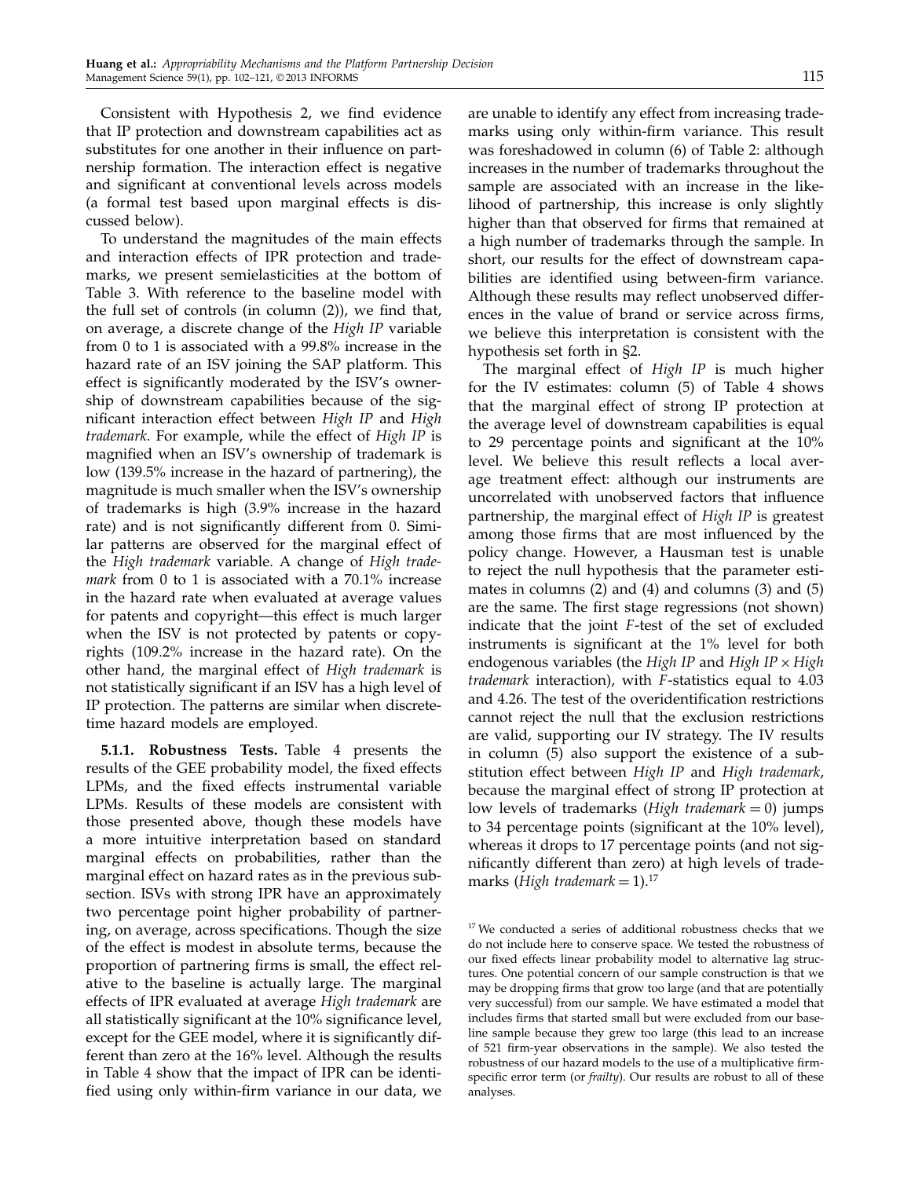Consistent with Hypothesis 2, we find evidence that IP protection and downstream capabilities act as substitutes for one another in their influence on partnership formation. The interaction effect is negative and significant at conventional levels across models (a formal test based upon marginal effects is discussed below).

To understand the magnitudes of the main effects and interaction effects of IPR protection and trademarks, we present semielasticities at the bottom of Table 3. With reference to the baseline model with the full set of controls (in column (2)), we find that, on average, a discrete change of the *High IP* variable from 0 to 1 is associated with a 99.8% increase in the hazard rate of an ISV joining the SAP platform. This effect is significantly moderated by the ISV's ownership of downstream capabilities because of the significant interaction effect between *High IP* and *High trademark*. For example, while the effect of *High IP* is magnified when an ISV's ownership of trademark is low (139.5% increase in the hazard of partnering), the magnitude is much smaller when the ISV's ownership of trademarks is high (3.9% increase in the hazard rate) and is not significantly different from 0. Similar patterns are observed for the marginal effect of the *High trademark* variable. A change of *High trademark* from 0 to 1 is associated with a 70.1% increase in the hazard rate when evaluated at average values for patents and copyright—this effect is much larger when the ISV is not protected by patents or copyrights (109.2% increase in the hazard rate). On the other hand, the marginal effect of *High trademark* is not statistically significant if an ISV has a high level of IP protection. The patterns are similar when discrete-time hazard models are employed.

**5.1.1. Robustness Tests.** Table 4 presents the results of the GEE probability model, the fixed effects LPMs, and the fixed effects instrumental variable LPMs. Results of these models are consistent with those presented above, though these models have a more intuitive interpretation based on standard marginal effects on probabilities, rather than the marginal effect on hazard rates as in the previous subsection. ISVs with strong IPR have an approximately two percentage point higher probability of partnering, on average, across specifications. Though the size of the effect is modest in absolute terms, because the proportion of partnering firms is small, the effect relative to the baseline is actually large. The marginal effects of IPR evaluated at average *High trademark* are all statistically significant at the 10% significance level, except for the GEE model, where it is significantly different than zero at the 16% level. Although the results in Table 4 show that the impact of IPR can be identified using only within-firm variance in our data, we are unable to identify any effect from increasing trademarks using only within-firm variance. This result was foreshadowed in column (6) of Table 2: although increases in the number of trademarks throughout the sample are associated with an increase in the likelihood of partnership, this increase is only slightly higher than that observed for firms that remained at a high number of trademarks through the sample. In short, our results for the effect of downstream capabilities are identified using between-firm variance. Although these results may reflect unobserved differences in the value of brand or service across firms, we believe this interpretation is consistent with the hypothesis set forth in §2.

The marginal effect of *High IP* is much higher for the IV estimates: column (5) of Table 4 shows that the marginal effect of strong IP protection at the average level of downstream capabilities is equal to 29 percentage points and significant at the 10% level. We believe this result reflects a local average treatment effect: although our instruments are uncorrelated with unobserved factors that influence partnership, the marginal effect of *High IP* is greatest among those firms that are most influenced by the policy change. However, a Hausman test is unable to reject the null hypothesis that the parameter estimates in columns (2) and (4) and columns (3) and (5) are the same. The first stage regressions (not shown) indicate that the joint $F$-test of the set of excluded instruments is significant at the 1% level for both endogenous variables (the *High IP* and *High IP* $\times$ *High trademark* interaction), with $F$-statistics equal to 4.03 and 4.26. The test of the overidentification restrictions cannot reject the null that the exclusion restrictions are valid, supporting our IV strategy. The IV results in column (5) also support the existence of a substitution effect between *High IP* and *High trademark*, because the marginal effect of strong IP protection at low levels of trademarks (*High trademark* $= 0$) jumps to 34 percentage points (significant at the 10% level), whereas it drops to 17 percentage points (and not significantly different than zero) at high levels of trademarks (*High trademark* $= 1$).[17]

[17] We conducted a series of additional robustness checks that we do not include here to conserve space. We tested the robustness of our fixed effects linear probability model to alternative lag structures. One potential concern of our sample construction is that we may be dropping firms that grow too large (and that are potentially very successful) from our sample. We have estimated a model that includes firms that started small but were excluded from our baseline sample because they grew too large (this lead to an increase of 521 firm-year observations in the sample). We also tested the robustness of our hazard models to the use of a multiplicative firm-specific error term (or *frailty*). Our results are robust to all of these analyses.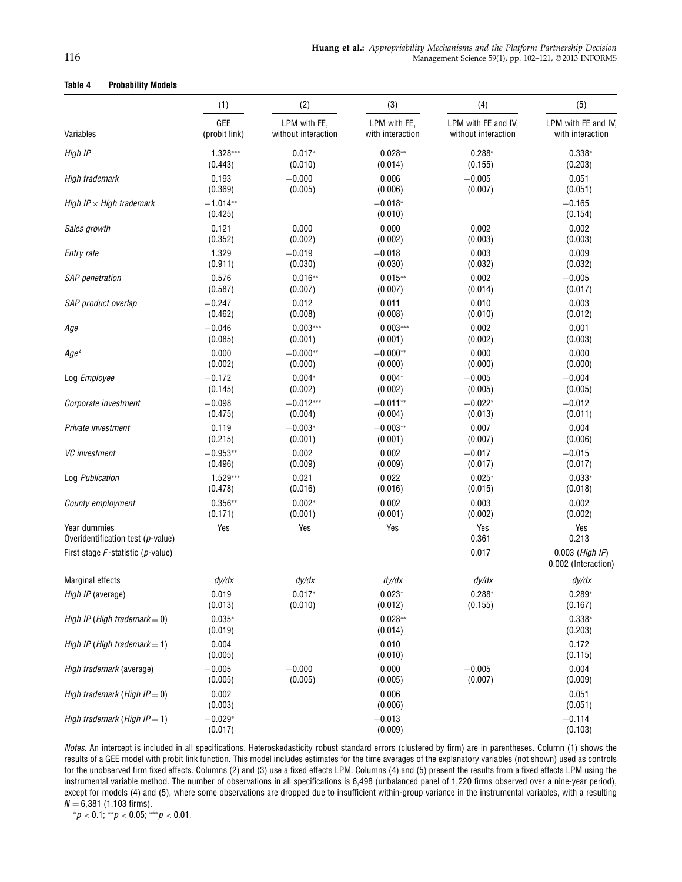**Table 4 Probability Models**

| | (1) | (2) | (3) | (4) | (5) |
|---|---|---|---|---|---|
| Variables | GEE (probit link) | LPM with FE, without interaction | LPM with FE, with interaction | LPM with FE and IV, without interaction | LPM with FE and IV, with interaction |
| *High IP* | 1.328*** (0.443) | 0.017* (0.010) | 0.028** (0.014) | 0.288* (0.155) | 0.338* (0.203) |
| *High trademark* | 0.193 (0.369) | −0.000 (0.005) | 0.006 (0.006) | −0.005 (0.007) | 0.051 (0.051) |
| *High IP* × *High trademark* | −1.014** (0.425) | | −0.018* (0.010) | | −0.165 (0.154) |
| *Sales growth* | 0.121 (0.352) | 0.000 (0.002) | 0.000 (0.002) | 0.002 (0.003) | 0.002 (0.003) |
| *Entry rate* | 1.329 (0.911) | −0.019 (0.030) | −0.018 (0.030) | 0.003 (0.032) | 0.009 (0.032) |
| *SAP penetration* | 0.576 (0.587) | 0.016** (0.007) | 0.015** (0.007) | 0.002 (0.014) | −0.005 (0.017) |
| *SAP product overlap* | −0.247 (0.462) | 0.012 (0.008) | 0.011 (0.008) | 0.010 (0.010) | 0.003 (0.012) |
| *Age* | −0.046 (0.085) | 0.003*** (0.001) | 0.003*** (0.001) | 0.002 (0.002) | 0.001 (0.003) |
| *Age*$^2$ | 0.000 (0.002) | −0.000** (0.000) | −0.000** (0.000) | 0.000 (0.000) | 0.000 (0.000) |
| Log *Employee* | −0.172 (0.145) | 0.004* (0.002) | 0.004* (0.002) | −0.005 (0.005) | −0.004 (0.005) |
| *Corporate investment* | −0.098 (0.475) | −0.012*** (0.004) | −0.011** (0.004) | −0.022* (0.013) | −0.012 (0.011) |
| *Private investment* | 0.119 (0.215) | −0.003* (0.001) | −0.003** (0.001) | 0.007 (0.007) | 0.004 (0.006) |
| *VC investment* | −0.953** (0.496) | 0.002 (0.009) | 0.002 (0.009) | −0.017 (0.017) | −0.015 (0.017) |
| Log *Publication* | 1.529*** (0.478) | 0.021 (0.016) | 0.022 (0.016) | 0.025* (0.015) | 0.033* (0.018) |
| *County employment* | 0.356** (0.171) | 0.002* (0.001) | 0.002 (0.001) | 0.003 (0.002) | 0.002 (0.002) |
| Year dummies | Yes | Yes | Yes | Yes | Yes |
| Overidentification test ($p$-value) | | | | 0.361 | 0.213 |
| First stage $F$-statistic ($p$-value) | | | | 0.017 | 0.003 (*High IP*) 0.002 (Interaction) |
| Marginal effects | *dy/dx* | *dy/dx* | *dy/dx* | *dy/dx* | *dy/dx* |
| *High IP* (average) | 0.019 (0.013) | 0.017* (0.010) | 0.023* (0.012) | 0.288* (0.155) | 0.289* (0.167) |
| *High IP* (*High trademark* = 0) | 0.035* (0.019) | | 0.028** (0.014) | | 0.338* (0.203) |
| *High IP* (*High trademark* = 1) | 0.004 (0.005) | | 0.010 (0.010) | | 0.172 (0.115) |
| *High trademark* (average) | −0.005 (0.005) | −0.000 (0.005) | 0.000 (0.005) | −0.005 (0.007) | 0.004 (0.009) |
| *High trademark* (*High IP* = 0) | 0.002 (0.003) | | 0.006 (0.006) | | 0.051 (0.051) |
| *High trademark* (*High IP* = 1) | −0.029* (0.017) | | −0.013 (0.009) | | −0.114 (0.103) |

*Notes.* An intercept is included in all specifications. Heteroskedasticity robust standard errors (clustered by firm) are in parentheses. Column (1) shows the results of a GEE model with probit link function. This model includes estimates for the time averages of the explanatory variables (not shown) used as controls for the unobserved firm fixed effects. Columns (2) and (3) use a fixed effects LPM. Columns (4) and (5) present the results from a fixed effects LPM using the instrumental variable method. The number of observations in all specifications is 6,498 (unbalanced panel of 1,220 firms observed over a nine-year period), except for models (4) and (5), where some observations are dropped due to insufficient within-group variance in the instrumental variables, with a resulting $N = 6{,}381$ (1,103 firms).

*$p < 0.1$; **$p < 0.05$; ***$p < 0.01$.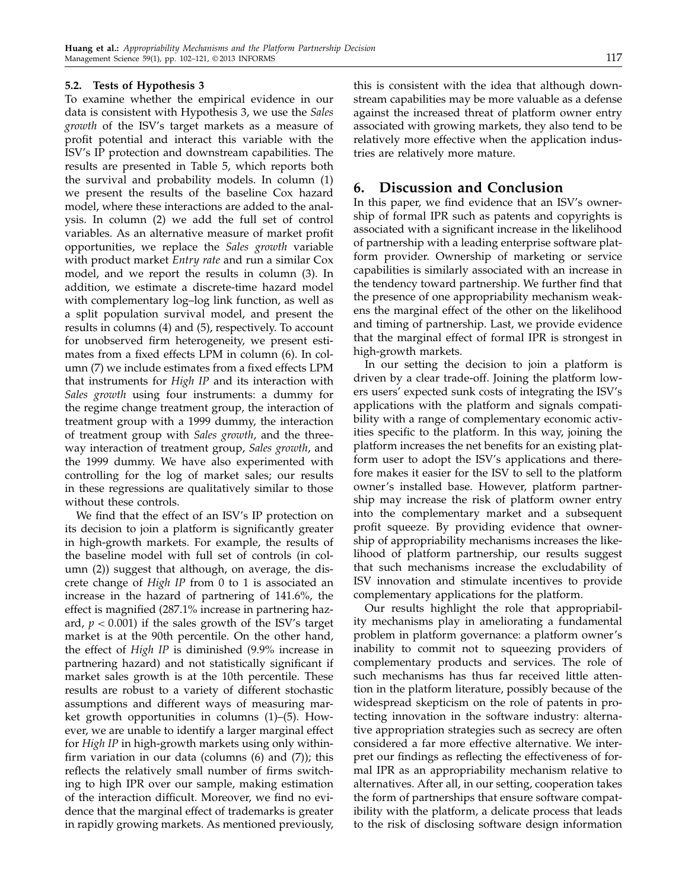### 5.2. Tests of Hypothesis 3

To examine whether the empirical evidence in our data is consistent with Hypothesis 3, we use the *Sales growth* of the ISV's target markets as a measure of profit potential and interact this variable with the ISV's IP protection and downstream capabilities. The results are presented in Table 5, which reports both the survival and probability models. In column (1) we present the results of the baseline Cox hazard model, where these interactions are added to the analysis. In column (2) we add the full set of control variables. As an alternative measure of market profit opportunities, we replace the *Sales growth* variable with product market *Entry rate* and run a similar Cox model, and we report the results in column (3). In addition, we estimate a discrete-time hazard model with complementary log–log link function, as well as a split population survival model, and present the results in columns (4) and (5), respectively. To account for unobserved firm heterogeneity, we present estimates from a fixed effects LPM in column (6). In column (7) we include estimates from a fixed effects LPM that instruments for *High IP* and its interaction with *Sales growth* using four instruments: a dummy for the regime change treatment group, the interaction of treatment group with a 1999 dummy, the interaction of treatment group with *Sales growth*, and the three-way interaction of treatment group, *Sales growth*, and the 1999 dummy. We have also experimented with controlling for the log of market sales; our results in these regressions are qualitatively similar to those without these controls.

We find that the effect of an ISV's IP protection on its decision to join a platform is significantly greater in high-growth markets. For example, the results of the baseline model with full set of controls (in column (2)) suggest that although, on average, the discrete change of *High IP* from 0 to 1 is associated an increase in the hazard of partnering of 141.6%, the effect is magnified (287.1% increase in partnering hazard, $p < 0.001$) if the sales growth of the ISV's target market is at the 90th percentile. On the other hand, the effect of *High IP* is diminished (9.9% increase in partnering hazard) and not statistically significant if market sales growth is at the 10th percentile. These results are robust to a variety of different stochastic assumptions and different ways of measuring market growth opportunities in columns (1)–(5). However, we are unable to identify a larger marginal effect for *High IP* in high-growth markets using only within-firm variation in our data (columns (6) and (7)); this reflects the relatively small number of firms switching to high IPR over our sample, making estimation of the interaction difficult. Moreover, we find no evidence that the marginal effect of trademarks is greater in rapidly growing markets. As mentioned previously, this is consistent with the idea that although downstream capabilities may be more valuable as a defense against the increased threat of platform owner entry associated with growing markets, they also tend to be relatively more effective when the application industries are relatively more mature.

## 6. Discussion and Conclusion

In this paper, we find evidence that an ISV's ownership of formal IPR such as patents and copyrights is associated with a significant increase in the likelihood of partnership with a leading enterprise software platform provider. Ownership of marketing or service capabilities is similarly associated with an increase in the tendency toward partnership. We further find that the presence of one appropriability mechanism weakens the marginal effect of the other on the likelihood and timing of partnership. Last, we provide evidence that the marginal effect of formal IPR is strongest in high-growth markets.

In our setting the decision to join a platform is driven by a clear trade-off. Joining the platform lowers users' expected sunk costs of integrating the ISV's applications with the platform and signals compatibility with a range of complementary economic activities specific to the platform. In this way, joining the platform increases the net benefits for an existing platform user to adopt the ISV's applications and therefore makes it easier for the ISV to sell to the platform owner's installed base. However, platform partnership may increase the risk of platform owner entry into the complementary market and a subsequent profit squeeze. By providing evidence that ownership of appropriability mechanisms increases the likelihood of platform partnership, our results suggest that such mechanisms increase the excludability of ISV innovation and stimulate incentives to provide complementary applications for the platform.

Our results highlight the role that appropriability mechanisms play in ameliorating a fundamental problem in platform governance: a platform owner's inability to commit not to squeezing providers of complementary products and services. The role of such mechanisms has thus far received little attention in the platform literature, possibly because of the widespread skepticism on the role of patents in protecting innovation in the software industry: alternative appropriation strategies such as secrecy are often considered a far more effective alternative. We interpret our findings as reflecting the effectiveness of formal IPR as an appropriability mechanism relative to alternatives. After all, in our setting, cooperation takes the form of partnerships that ensure software compatibility with the platform, a delicate process that leads to the risk of disclosing software design information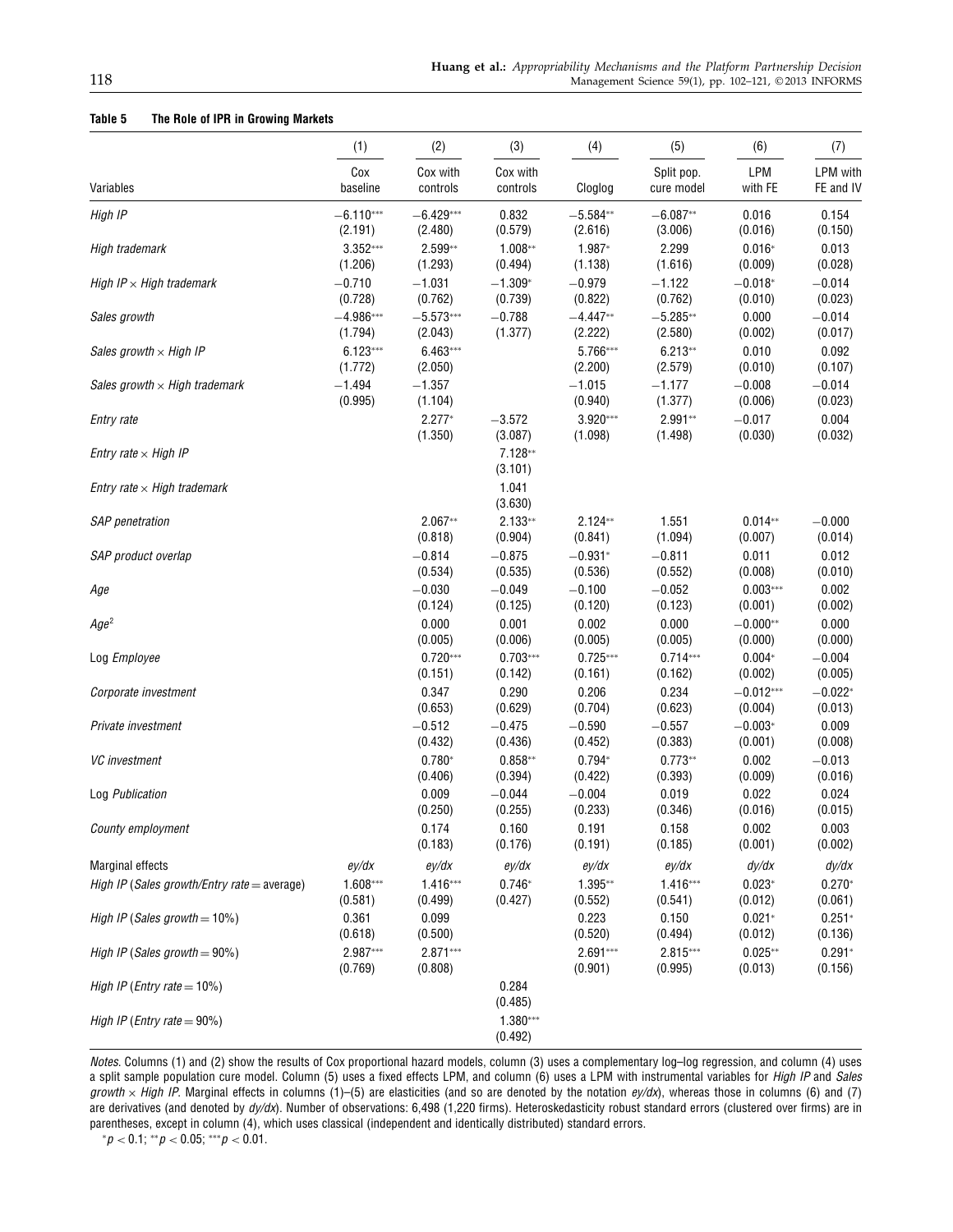**Table 5 The Role of IPR in Growing Markets**

| Variables | (1) Cox baseline | (2) Cox with controls | (3) Cox with controls | (4) Cloglog | (5) Split pop. cure model | (6) LPM with FE | (7) LPM with FE and IV |
|---|---|---|---|---|---|---|---|
| *High IP* | −6.110*** | −6.429*** | 0.832 | −5.584** | −6.087** | 0.016 | 0.154 |
| | (2.191) | (2.480) | (0.579) | (2.616) | (3.006) | (0.016) | (0.150) |
| *High trademark* | 3.352*** | 2.599** | 1.008** | 1.987* | 2.299 | 0.016* | 0.013 |
| | (1.206) | (1.293) | (0.494) | (1.138) | (1.616) | (0.009) | (0.028) |
| *High IP* × *High trademark* | −0.710 | −1.031 | −1.309* | −0.979 | −1.122 | −0.018* | −0.014 |
| | (0.728) | (0.762) | (0.739) | (0.822) | (0.762) | (0.010) | (0.023) |
| *Sales growth* | −4.986*** | −5.573*** | −0.788 | −4.447** | −5.285** | 0.000 | −0.014 |
| | (1.794) | (2.043) | (1.377) | (2.222) | (2.580) | (0.002) | (0.017) |
| *Sales growth* × *High IP* | 6.123*** | 6.463*** | | 5.766*** | 6.213** | 0.010 | 0.092 |
| | (1.772) | (2.050) | | (2.200) | (2.579) | (0.010) | (0.107) |
| *Sales growth* × *High trademark* | −1.494 | −1.357 | | −1.015 | −1.177 | −0.008 | −0.014 |
| | (0.995) | (1.104) | | (0.940) | (1.377) | (0.006) | (0.023) |
| *Entry rate* | | 2.277* | −3.572 | 3.920*** | 2.991** | −0.017 | 0.004 |
| | | (1.350) | (3.087) | (1.098) | (1.498) | (0.030) | (0.032) |
| *Entry rate* × *High IP* | | | 7.128** | | | | |
| | | | (3.101) | | | | |
| *Entry rate* × *High trademark* | | | 1.041 | | | | |
| | | | (3.630) | | | | |
| *SAP penetration* | | 2.067** | 2.133** | 2.124** | 1.551 | 0.014** | −0.000 |
| | | (0.818) | (0.904) | (0.841) | (1.094) | (0.007) | (0.014) |
| *SAP product overlap* | | −0.814 | −0.875 | −0.931* | −0.811 | 0.011 | 0.012 |
| | | (0.534) | (0.535) | (0.536) | (0.552) | (0.008) | (0.010) |
| *Age* | | −0.030 | −0.049 | −0.100 | −0.052 | 0.003*** | 0.002 |
| | | (0.124) | (0.125) | (0.120) | (0.123) | (0.001) | (0.002) |
| $Age^2$ | | 0.000 | 0.001 | 0.002 | 0.000 | −0.000** | 0.000 |
| | | (0.005) | (0.006) | (0.005) | (0.005) | (0.000) | (0.000) |
| Log *Employee* | | 0.720*** | 0.703*** | 0.725*** | 0.714*** | 0.004* | −0.004 |
| | | (0.151) | (0.142) | (0.161) | (0.162) | (0.002) | (0.005) |
| *Corporate investment* | | 0.347 | 0.290 | 0.206 | 0.234 | −0.012*** | −0.022* |
| | | (0.653) | (0.629) | (0.704) | (0.623) | (0.004) | (0.013) |
| *Private investment* | | −0.512 | −0.475 | −0.590 | −0.557 | −0.003* | 0.009 |
| | | (0.432) | (0.436) | (0.452) | (0.383) | (0.001) | (0.008) |
| *VC investment* | | 0.780* | 0.858** | 0.794* | 0.773** | 0.002 | −0.013 |
| | | (0.406) | (0.394) | (0.422) | (0.393) | (0.009) | (0.016) |
| Log *Publication* | | 0.009 | −0.044 | −0.004 | 0.019 | 0.022 | 0.024 |
| | | (0.250) | (0.255) | (0.233) | (0.346) | (0.016) | (0.015) |
| *County employment* | | 0.174 | 0.160 | 0.191 | 0.158 | 0.002 | 0.003 |
| | | (0.183) | (0.176) | (0.191) | (0.185) | (0.001) | (0.002) |
| Marginal effects | *ey/dx* | *ey/dx* | *ey/dx* | *ey/dx* | *ey/dx* | *dy/dx* | *dy/dx* |
| *High IP* (*Sales growth*/*Entry rate* = average) | 1.608*** | 1.416*** | 0.746* | 1.395** | 1.416*** | 0.023* | 0.270* |
| | (0.581) | (0.499) | (0.427) | (0.552) | (0.541) | (0.012) | (0.061) |
| *High IP* (*Sales growth* = 10%) | 0.361 | 0.099 | | 0.223 | 0.150 | 0.021* | 0.251* |
| | (0.618) | (0.500) | | (0.520) | (0.494) | (0.012) | (0.136) |
| *High IP* (*Sales growth* = 90%) | 2.987*** | 2.871*** | | 2.691*** | 2.815*** | 0.025** | 0.291* |
| | (0.769) | (0.808) | | (0.901) | (0.995) | (0.013) | (0.156) |
| *High IP* (*Entry rate* = 10%) | | | 0.284 | | | | |
| | | | (0.485) | | | | |
| *High IP* (*Entry rate* = 90%) | | | 1.380*** | | | | |
| | | | (0.492) | | | | |

*Notes*. Columns (1) and (2) show the results of Cox proportional hazard models, column (3) uses a complementary log–log regression, and column (4) uses a split sample population cure model. Column (5) uses a fixed effects LPM, and column (6) uses a LPM with instrumental variables for *High IP* and *Sales growth* × *High IP*. Marginal effects in columns (1)–(5) are elasticities (and so are denoted by the notation *ey/dx*), whereas those in columns (6) and (7) are derivatives (and denoted by *dy/dx*). Number of observations: 6,498 (1,220 firms). Heteroskedasticity robust standard errors (clustered over firms) are in parentheses, except in column (4), which uses classical (independent and identically distributed) standard errors.

\* $p < 0.1$; \*\* $p < 0.05$; \*\*\* $p < 0.01$.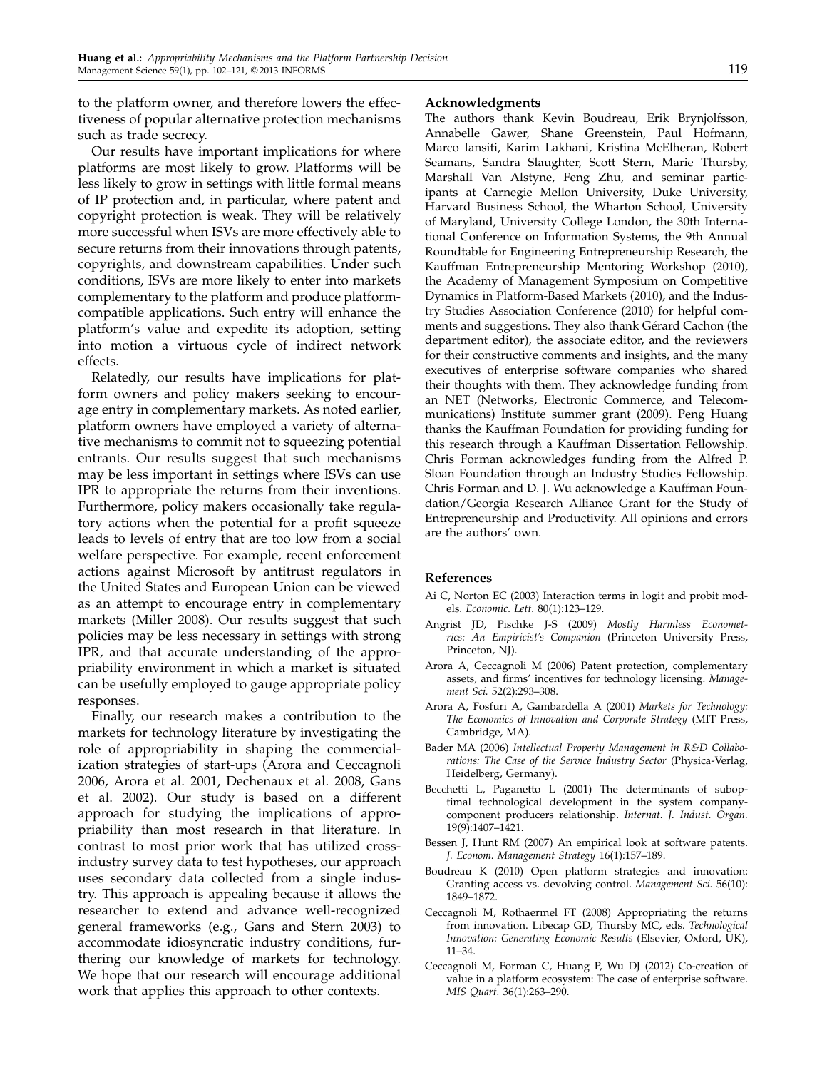to the platform owner, and therefore lowers the effectiveness of popular alternative protection mechanisms such as trade secrecy.

Our results have important implications for where platforms are most likely to grow. Platforms will be less likely to grow in settings with little formal means of IP protection and, in particular, where patent and copyright protection is weak. They will be relatively more successful when ISVs are more effectively able to secure returns from their innovations through patents, copyrights, and downstream capabilities. Under such conditions, ISVs are more likely to enter into markets complementary to the platform and produce platform-compatible applications. Such entry will enhance the platform's value and expedite its adoption, setting into motion a virtuous cycle of indirect network effects.

Relatedly, our results have implications for platform owners and policy makers seeking to encourage entry in complementary markets. As noted earlier, platform owners have employed a variety of alternative mechanisms to commit not to squeezing potential entrants. Our results suggest that such mechanisms may be less important in settings where ISVs can use IPR to appropriate the returns from their inventions. Furthermore, policy makers occasionally take regulatory actions when the potential for a profit squeeze leads to levels of entry that are too low from a social welfare perspective. For example, recent enforcement actions against Microsoft by antitrust regulators in the United States and European Union can be viewed as an attempt to encourage entry in complementary markets (Miller 2008). Our results suggest that such policies may be less necessary in settings with strong IPR, and that accurate understanding of the appropriability environment in which a market is situated can be usefully employed to gauge appropriate policy responses.

Finally, our research makes a contribution to the markets for technology literature by investigating the role of appropriability in shaping the commercialization strategies of start-ups (Arora and Ceccagnoli 2006, Arora et al. 2001, Dechenaux et al. 2008, Gans et al. 2002). Our study is based on a different approach for studying the implications of appropriability than most research in that literature. In contrast to most prior work that has utilized cross-industry survey data to test hypotheses, our approach uses secondary data collected from a single industry. This approach is appealing because it allows the researcher to extend and advance well-recognized general frameworks (e.g., Gans and Stern 2003) to accommodate idiosyncratic industry conditions, furthering our knowledge of markets for technology. We hope that our research will encourage additional work that applies this approach to other contexts.

### Acknowledgments

The authors thank Kevin Boudreau, Erik Brynjolfsson, Annabelle Gawer, Shane Greenstein, Paul Hofmann, Marco Iansiti, Karim Lakhani, Kristina McElheran, Robert Seamans, Sandra Slaughter, Scott Stern, Marie Thursby, Marshall Van Alstyne, Feng Zhu, and seminar participants at Carnegie Mellon University, Duke University, Harvard Business School, the Wharton School, University of Maryland, University College London, the 30th International Conference on Information Systems, the 9th Annual Roundtable for Engineering Entrepreneurship Research, the Kauffman Entrepreneurship Mentoring Workshop (2010), the Academy of Management Symposium on Competitive Dynamics in Platform-Based Markets (2010), and the Industry Studies Association Conference (2010) for helpful comments and suggestions. They also thank Gérard Cachon (the department editor), the associate editor, and the reviewers for their constructive comments and insights, and the many executives of enterprise software companies who shared their thoughts with them. They acknowledge funding from an NET (Networks, Electronic Commerce, and Telecommunications) Institute summer grant (2009). Peng Huang thanks the Kauffman Foundation for providing funding for this research through a Kauffman Dissertation Fellowship. Chris Forman acknowledges funding from the Alfred P. Sloan Foundation through an Industry Studies Fellowship. Chris Forman and D. J. Wu acknowledge a Kauffman Foundation/Georgia Research Alliance Grant for the Study of Entrepreneurship and Productivity. All opinions and errors are the authors' own.

### References

Ai C, Norton EC (2003) Interaction terms in logit and probit models. *Economic. Lett.* 80(1):123–129.

Angrist JD, Pischke J-S (2009) *Mostly Harmless Econometrics: An Empiricist's Companion* (Princeton University Press, Princeton, NJ).

Arora A, Ceccagnoli M (2006) Patent protection, complementary assets, and firms' incentives for technology licensing. *Management Sci.* 52(2):293–308.

Arora A, Fosfuri A, Gambardella A (2001) *Markets for Technology: The Economics of Innovation and Corporate Strategy* (MIT Press, Cambridge, MA).

Bader MA (2006) *Intellectual Property Management in R&D Collaborations: The Case of the Service Industry Sector* (Physica-Verlag, Heidelberg, Germany).

Becchetti L, Paganetto L (2001) The determinants of suboptimal technological development in the system company-component producers relationship. *Internat. J. Indust. Organ.* 19(9):1407–1421.

Bessen J, Hunt RM (2007) An empirical look at software patents. *J. Econom. Management Strategy* 16(1):157–189.

Boudreau K (2010) Open platform strategies and innovation: Granting access vs. devolving control. *Management Sci.* 56(10): 1849–1872.

Ceccagnoli M, Rothaermel FT (2008) Appropriating the returns from innovation. Libecap GD, Thursby MC, eds. *Technological Innovation: Generating Economic Results* (Elsevier, Oxford, UK), 11–34.

Ceccagnoli M, Forman C, Huang P, Wu DJ (2012) Co-creation of value in a platform ecosystem: The case of enterprise software. *MIS Quart.* 36(1):263–290.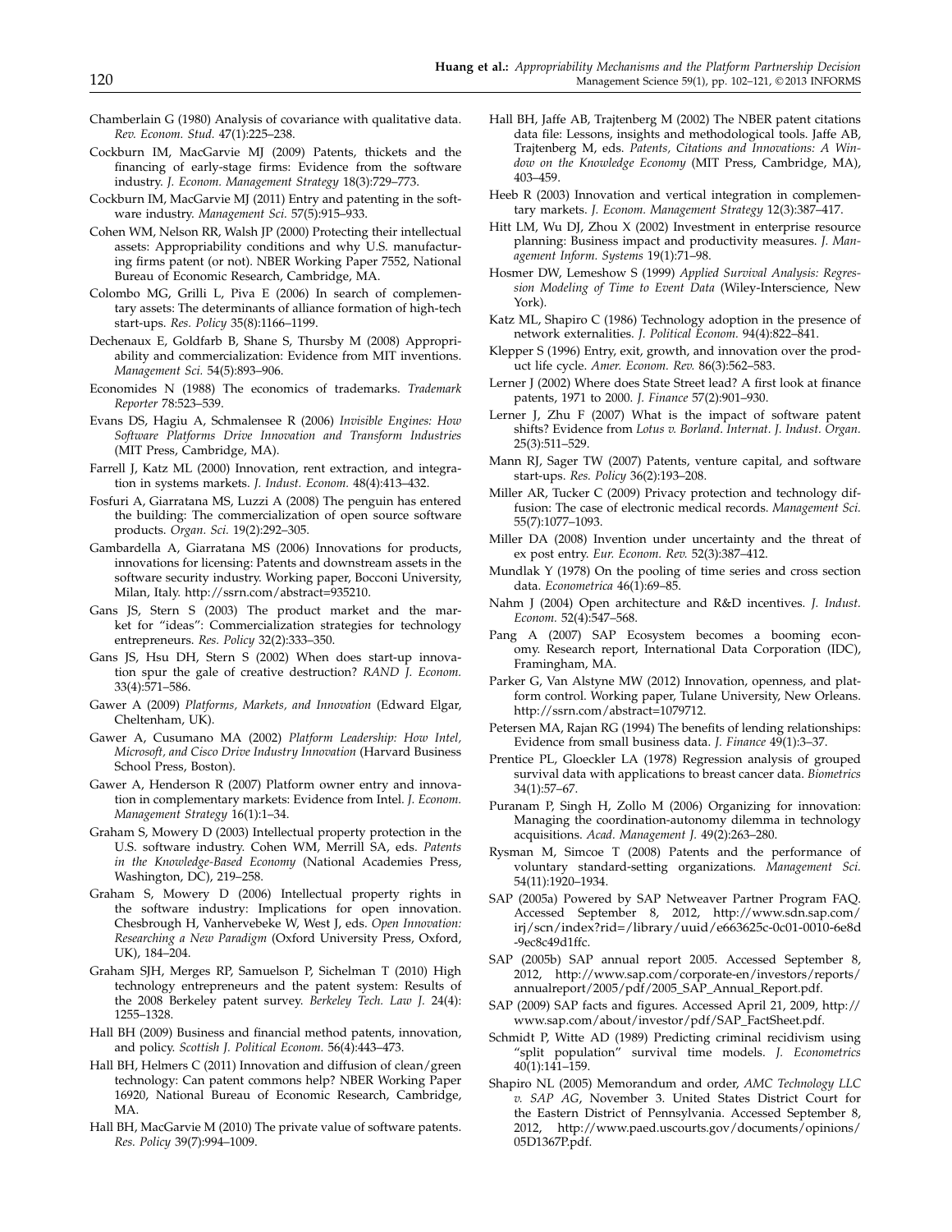Chamberlain G (1980) Analysis of covariance with qualitative data. *Rev. Econom. Stud.* 47(1):225–238.

Cockburn IM, MacGarvie MJ (2009) Patents, thickets and the financing of early-stage firms: Evidence from the software industry. *J. Econom. Management Strategy* 18(3):729–773.

Cockburn IM, MacGarvie MJ (2011) Entry and patenting in the software industry. *Management Sci.* 57(5):915–933.

Cohen WM, Nelson RR, Walsh JP (2000) Protecting their intellectual assets: Appropriability conditions and why U.S. manufacturing firms patent (or not). NBER Working Paper 7552, National Bureau of Economic Research, Cambridge, MA.

Colombo MG, Grilli L, Piva E (2006) In search of complementary assets: The determinants of alliance formation of high-tech start-ups. *Res. Policy* 35(8):1166–1199.

Dechenaux E, Goldfarb B, Shane S, Thursby M (2008) Appropriability and commercialization: Evidence from MIT inventions. *Management Sci.* 54(5):893–906.

Economides N (1988) The economics of trademarks. *Trademark Reporter* 78:523–539.

Evans DS, Hagiu A, Schmalensee R (2006) *Invisible Engines: How Software Platforms Drive Innovation and Transform Industries* (MIT Press, Cambridge, MA).

Farrell J, Katz ML (2000) Innovation, rent extraction, and integration in systems markets. *J. Indust. Econom.* 48(4):413–432.

Fosfuri A, Giarratana MS, Luzzi A (2008) The penguin has entered the building: The commercialization of open source software products. *Organ. Sci.* 19(2):292–305.

Gambardella A, Giarratana MS (2006) Innovations for products, innovations for licensing: Patents and downstream assets in the software security industry. Working paper, Bocconi University, Milan, Italy. http://ssrn.com/abstract=935210.

Gans JS, Stern S (2003) The product market and the market for "ideas": Commercialization strategies for technology entrepreneurs. *Res. Policy* 32(2):333–350.

Gans JS, Hsu DH, Stern S (2002) When does start-up innovation spur the gale of creative destruction? *RAND J. Econom.* 33(4):571–586.

Gawer A (2009) *Platforms, Markets, and Innovation* (Edward Elgar, Cheltenham, UK).

Gawer A, Cusumano MA (2002) *Platform Leadership: How Intel, Microsoft, and Cisco Drive Industry Innovation* (Harvard Business School Press, Boston).

Gawer A, Henderson R (2007) Platform owner entry and innovation in complementary markets: Evidence from Intel. *J. Econom. Management Strategy* 16(1):1–34.

Graham S, Mowery D (2003) Intellectual property protection in the U.S. software industry. Cohen WM, Merrill SA, eds. *Patents in the Knowledge-Based Economy* (National Academies Press, Washington, DC), 219–258.

Graham S, Mowery D (2006) Intellectual property rights in the software industry: Implications for open innovation. Chesbrough H, Vanhervebeke W, West J, eds. *Open Innovation: Researching a New Paradigm* (Oxford University Press, Oxford, UK), 184–204.

Graham SJH, Merges RP, Samuelson P, Sichelman T (2010) High technology entrepreneurs and the patent system: Results of the 2008 Berkeley patent survey. *Berkeley Tech. Law J.* 24(4): 1255–1328.

Hall BH (2009) Business and financial method patents, innovation, and policy. *Scottish J. Political Econom.* 56(4):443–473.

Hall BH, Helmers C (2011) Innovation and diffusion of clean/green technology: Can patent commons help? NBER Working Paper 16920, National Bureau of Economic Research, Cambridge, MA.

Hall BH, MacGarvie M (2010) The private value of software patents. *Res. Policy* 39(7):994–1009.

Hall BH, Jaffe AB, Trajtenberg M (2002) The NBER patent citations data file: Lessons, insights and methodological tools. Jaffe AB, Trajtenberg M, eds. *Patents, Citations and Innovations: A Window on the Knowledge Economy* (MIT Press, Cambridge, MA), 403–459.

Heeb R (2003) Innovation and vertical integration in complementary markets. *J. Econom. Management Strategy* 12(3):387–417.

Hitt LM, Wu DJ, Zhou X (2002) Investment in enterprise resource planning: Business impact and productivity measures. *J. Management Inform. Systems* 19(1):71–98.

Hosmer DW, Lemeshow S (1999) *Applied Survival Analysis: Regression Modeling of Time to Event Data* (Wiley-Interscience, New York).

Katz ML, Shapiro C (1986) Technology adoption in the presence of network externalities. *J. Political Econom.* 94(4):822–841.

Klepper S (1996) Entry, exit, growth, and innovation over the product life cycle. *Amer. Econom. Rev.* 86(3):562–583.

Lerner J (2002) Where does State Street lead? A first look at finance patents, 1971 to 2000. *J. Finance* 57(2):901–930.

Lerner J, Zhu F (2007) What is the impact of software patent shifts? Evidence from *Lotus v. Borland*. *Internat. J. Indust. Organ.* 25(3):511–529.

Mann RJ, Sager TW (2007) Patents, venture capital, and software start-ups. *Res. Policy* 36(2):193–208.

Miller AR, Tucker C (2009) Privacy protection and technology diffusion: The case of electronic medical records. *Management Sci.* 55(7):1077–1093.

Miller DA (2008) Invention under uncertainty and the threat of ex post entry. *Eur. Econom. Rev.* 52(3):387–412.

Mundlak Y (1978) On the pooling of time series and cross section data. *Econometrica* 46(1):69–85.

Nahm J (2004) Open architecture and R&D incentives. *J. Indust. Econom.* 52(4):547–568.

Pang A (2007) SAP Ecosystem becomes a booming economy. Research report, International Data Corporation (IDC), Framingham, MA.

Parker G, Van Alstyne MW (2012) Innovation, openness, and platform control. Working paper, Tulane University, New Orleans. http://ssrn.com/abstract=1079712.

Petersen MA, Rajan RG (1994) The benefits of lending relationships: Evidence from small business data. *J. Finance* 49(1):3–37.

Prentice PL, Gloeckler LA (1978) Regression analysis of grouped survival data with applications to breast cancer data. *Biometrics* 34(1):57–67.

Puranam P, Singh H, Zollo M (2006) Organizing for innovation: Managing the coordination-autonomy dilemma in technology acquisitions. *Acad. Management J.* 49(2):263–280.

Rysman M, Simcoe T (2008) Patents and the performance of voluntary standard-setting organizations. *Management Sci.* 54(11):1920–1934.

SAP (2005a) Powered by SAP Netweaver Partner Program FAQ. Accessed September 8, 2012, http://www.sdn.sap.com/irj/scn/index?rid=/library/uuid/e663625c-0c01-0010-6e8d-9ec8c49d1ffc.

SAP (2005b) SAP annual report 2005. Accessed September 8, 2012, http://www.sap.com/corporate-en/investors/reports/annualreport/2005/pdf/2005_SAP_Annual_Report.pdf.

SAP (2009) SAP facts and figures. Accessed April 21, 2009, http://www.sap.com/about/investor/pdf/SAP_FactSheet.pdf.

Schmidt P, Witte AD (1989) Predicting criminal recidivism using "split population" survival time models. *J. Econometrics* 40(1):141–159.

Shapiro NL (2005) Memorandum and order, *AMC Technology LLC v. SAP AG*, November 3. United States District Court for the Eastern District of Pennsylvania. Accessed September 8, 2012, http://www.paed.uscourts.gov/documents/opinions/05D1367P.pdf.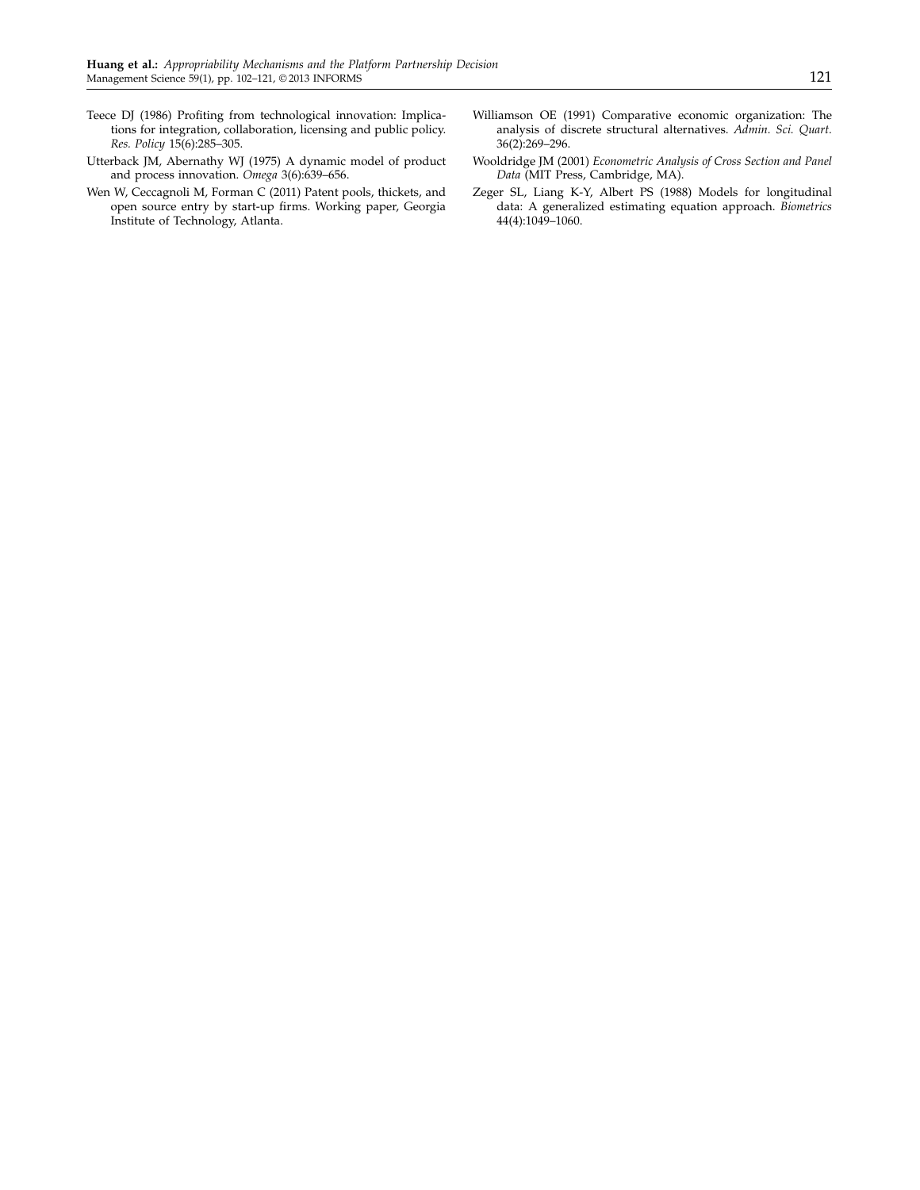Teece DJ (1986) Profiting from technological innovation: Implications for integration, collaboration, licensing and public policy. *Res. Policy* 15(6):285–305.

Utterback JM, Abernathy WJ (1975) A dynamic model of product and process innovation. *Omega* 3(6):639–656.

Wen W, Ceccagnoli M, Forman C (2011) Patent pools, thickets, and open source entry by start-up firms. Working paper, Georgia Institute of Technology, Atlanta.

Williamson OE (1991) Comparative economic organization: The analysis of discrete structural alternatives. *Admin. Sci. Quart.* 36(2):269–296.

Wooldridge JM (2001) *Econometric Analysis of Cross Section and Panel Data* (MIT Press, Cambridge, MA).

Zeger SL, Liang K-Y, Albert PS (1988) Models for longitudinal data: A generalized estimating equation approach. *Biometrics* 44(4):1049–1060.